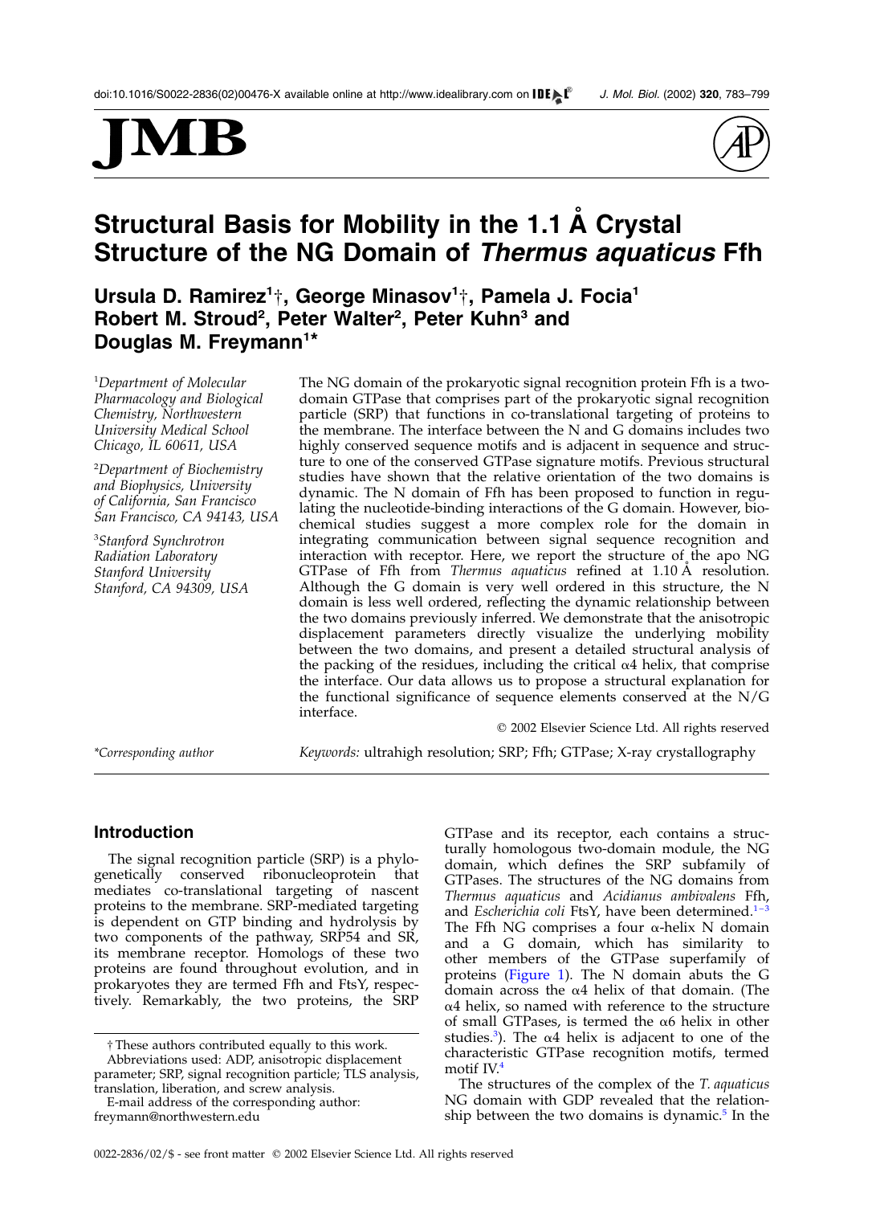# Structural Basis for Mobility in the 1.1 Å Crystal Structure of the NG Domain of *Thermus aquaticus* Ffh

**Ursula D. Ramirez[1]†, George Minasov[1]†, Pamela J. Focia[1], Robert M. Stroud[2], Peter Walter[2], Peter Kuhn[3] and Douglas M. Freymann[1]***

[1]*Department of Molecular Pharmacology and Biological Chemistry, Northwestern University Medical School, Chicago, IL 60611, USA*

[2]*Department of Biochemistry and Biophysics, University of California, San Francisco, San Francisco, CA 94143, USA*

[3]*Stanford Synchrotron Radiation Laboratory, Stanford University, Stanford, CA 94309, USA*

The NG domain of the prokaryotic signal recognition protein Ffh is a two-domain GTPase that comprises part of the prokaryotic signal recognition particle (SRP) that functions in co-translational targeting of proteins to the membrane. The interface between the N and G domains includes two highly conserved sequence motifs and is adjacent in sequence and structure to one of the conserved GTPase signature motifs. Previous structural studies have shown that the relative orientation of the two domains is dynamic. The N domain of Ffh has been proposed to function in regulating the nucleotide-binding interactions of the G domain. However, biochemical studies suggest a more complex role for the domain in integrating communication between signal sequence recognition and interaction with receptor. Here, we report the structure of the apo NG GTPase of Ffh from *Thermus aquaticus* refined at 1.10 Å resolution. Although the G domain is very well ordered in this structure, the N domain is less well ordered, reflecting the dynamic relationship between the two domains previously inferred. We demonstrate that the anisotropic displacement parameters directly visualize the underlying mobility between the two domains, and present a detailed structural analysis of the packing of the residues, including the critical α4 helix, that comprise the interface. Our data allows us to propose a structural explanation for the functional significance of sequence elements conserved at the N/G interface.

© 2002 Elsevier Science Ltd. All rights reserved

*Corresponding author

*Keywords:* ultrahigh resolution; SRP; Ffh; GTPase; X-ray crystallography

## Introduction

The signal recognition particle (SRP) is a phylogenetically conserved ribonucleoprotein that mediates co-translational targeting of nascent proteins to the membrane. SRP-mediated targeting is dependent on GTP binding and hydrolysis by two components of the pathway, SRP54 and SR, its membrane receptor. Homologs of these two proteins are found throughout evolution, and in prokaryotes they are termed Ffh and FtsY, respectively. Remarkably, the two proteins, the SRP GTPase and its receptor, each contains a structurally homologous two-domain module, the NG domain, which defines the SRP subfamily of GTPases. The structures of the NG domains from *Thermus aquaticus* and *Acidianus ambivalens* Ffh, and *Escherichia coli* FtsY, have been determined.[1–3] The Ffh NG comprises a four α-helix N domain and a G domain, which has similarity to other members of the GTPase superfamily of proteins (Figure 1). The N domain abuts the G domain across the α4 helix of that domain. (The α4 helix, so named with reference to the structure of small GTPases, is termed the α6 helix in other studies.[3]). The α4 helix is adjacent to one of the characteristic GTPase recognition motifs, termed motif IV.[4]

The structures of the complex of the *T. aquaticus* NG domain with GDP revealed that the relationship between the two domains is dynamic.[5] In the

† These authors contributed equally to this work.

Abbreviations used: ADP, anisotropic displacement parameter; SRP, signal recognition particle; TLS analysis, translation, liberation, and screw analysis.

E-mail address of the corresponding author: freymann@northwestern.edu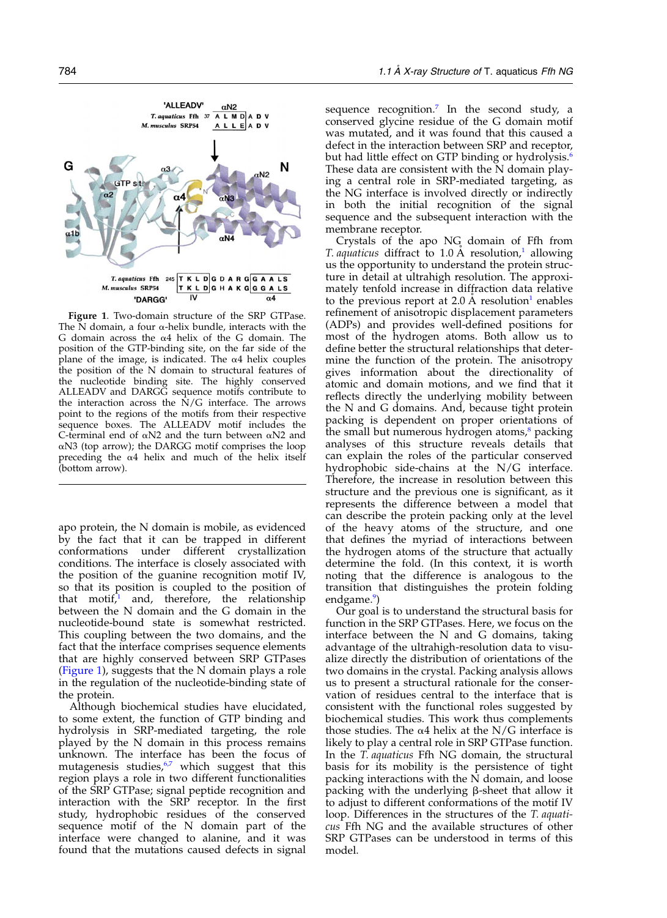Figure 1. Two-domain structure of the SRP GTPase. The N domain, a four α-helix bundle, interacts with the G domain across the α4 helix of the G domain. The position of the GTP-binding site, on the far side of the plane of the image, is indicated. The α4 helix couples the position of the N domain to structural features of the nucleotide binding site. The highly conserved ALLEADV and DARGG sequence motifs contribute to the interaction across the N/G interface. The arrows point to the regions of the motifs from their respective sequence boxes. The ALLEADV motif includes the C-terminal end of αN2 and the turn between αN2 and αN3 (top arrow); the DARGG motif comprises the loop preceding the α4 helix and much of the helix itself (bottom arrow).

apo protein, the N domain is mobile, as evidenced by the fact that it can be trapped in different conformations under different crystallization conditions. The interface is closely associated with the position of the guanine recognition motif IV, so that its position is coupled to the position of that motif,[1] and, therefore, the relationship between the N domain and the G domain in the nucleotide-bound state is somewhat restricted. This coupling between the two domains, and the fact that the interface comprises sequence elements that are highly conserved between SRP GTPases (Figure 1), suggests that the N domain plays a role in the regulation of the nucleotide-binding state of the protein.

Although biochemical studies have elucidated, to some extent, the function of GTP binding and hydrolysis in SRP-mediated targeting, the role played by the N domain in this process remains unknown. The interface has been the focus of mutagenesis studies,[6,7] which suggest that this region plays a role in two different functionalities of the SRP GTPase; signal peptide recognition and interaction with the SRP receptor. In the first study, hydrophobic residues of the conserved sequence motif of the N domain part of the interface were changed to alanine, and it was found that the mutations caused defects in signal sequence recognition.[7] In the second study, a conserved glycine residue of the G domain motif was mutated, and it was found that this caused a defect in the interaction between SRP and receptor, but had little effect on GTP binding or hydrolysis.[6] These data are consistent with the N domain playing a central role in SRP-mediated targeting, as the NG interface is involved directly or indirectly in both the initial recognition of the signal sequence and the subsequent interaction with the membrane receptor.

Crystals of the apo NG domain of Ffh from *T. aquaticus* diffract to 1.0 Å resolution,[1] allowing us the opportunity to understand the protein structure in detail at ultrahigh resolution. The approximately tenfold increase in diffraction data relative to the previous report at 2.0 Å resolution[1] enables refinement of anisotropic displacement parameters (ADPs) and provides well-defined positions for most of the hydrogen atoms. Both allow us to define better the structural relationships that determine the function of the protein. The anisotropy gives information about the directionality of atomic and domain motions, and we find that it reflects directly the underlying mobility between the N and G domains. And, because tight protein packing is dependent on proper orientations of the small but numerous hydrogen atoms,[8] packing analyses of this structure reveals details that can explain the roles of the particular conserved hydrophobic side-chains at the N/G interface. Therefore, the increase in resolution between this structure and the previous one is significant, as it represents the difference between a model that can describe the protein packing only at the level of the heavy atoms of the structure, and one that defines the myriad of interactions between the hydrogen atoms of the structure that actually determine the fold. (In this context, it is worth noting that the difference is analogous to the transition that distinguishes the protein folding endgame.[9])

Our goal is to understand the structural basis for function in the SRP GTPases. Here, we focus on the interface between the N and G domains, taking advantage of the ultrahigh-resolution data to visualize directly the distribution of orientations of the two domains in the crystal. Packing analysis allows us to present a structural rationale for the conservation of residues central to the interface that is consistent with the functional roles suggested by biochemical studies. This work thus complements those studies. The α4 helix at the N/G interface is likely to play a central role in SRP GTPase function. In the *T. aquaticus* Ffh NG domain, the structural basis for its mobility is the persistence of tight packing interactions with the N domain, and loose packing with the underlying β-sheet that allow it to adjust to different conformations of the motif IV loop. Differences in the structures of the *T. aquaticus* Ffh NG and the available structures of other SRP GTPases can be understood in terms of this model.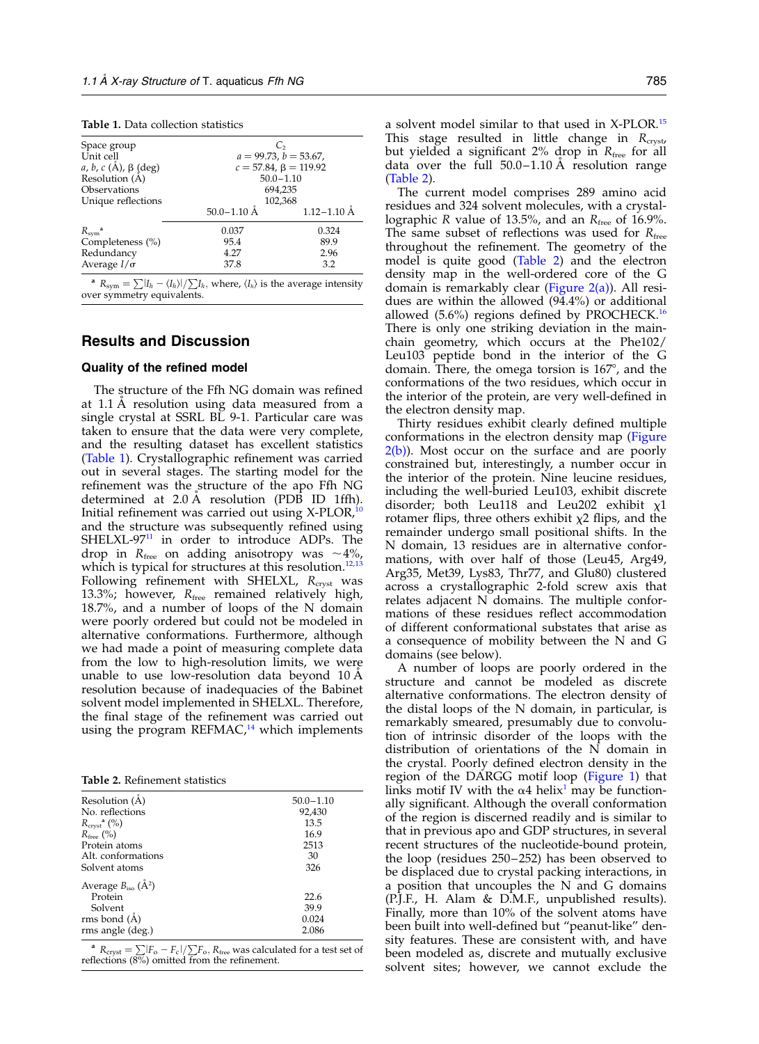**Table 1.** Data collection statistics

| | | |
|---|---|---|
| Space group | $C_2$ | |
| Unit cell | $a = 99.73$, $b = 53.67$, | |
| $a, b, c$ (Å), β (deg) | $c = 57.84$, $\beta = 119.92$ | |
| Resolution (Å) | 50.0–1.10 | |
| Observations | 694,235 | |
| Unique reflections | 102,368 | |
| | 50.0–1.10 Å | 1.12–1.10 Å |
| $R_{sym}$[a] | 0.037 | 0.324 |
| Completeness (%) | 95.4 | 89.9 |
| Redundancy | 4.27 | 2.96 |
| Average $I/\sigma$ | 37.8 | 3.2 |

[a] $R_{sym} = \sum|I_h - \langle I_h\rangle|/\sum I_h$, where, $\langle I_h\rangle$ is the average intensity over symmetry equivalents.

## Results and Discussion

### Quality of the refined model

The structure of the Ffh NG domain was refined at 1.1 Å resolution using data measured from a single crystal at SSRL BL 9-1. Particular care was taken to ensure that the data were very complete, and the resulting dataset has excellent statistics (Table 1). Crystallographic refinement was carried out in several stages. The starting model for the refinement was the structure of the apo Ffh NG determined at 2.0 Å resolution (PDB ID 1ffh). Initial refinement was carried out using X-PLOR,[10] and the structure was subsequently refined using SHELXL-97[11] in order to introduce ADPs. The drop in $R_{free}$ on adding anisotropy was ~4%, which is typical for structures at this resolution.[12,13] Following refinement with SHELXL, $R_{cryst}$ was 13.3%; however, $R_{free}$ remained relatively high, 18.7%, and a number of loops of the N domain were poorly ordered but could not be modeled in alternative conformations. Furthermore, although we had made a point of measuring complete data from the low to high-resolution limits, we were unable to use low-resolution data beyond 10 Å resolution because of inadequacies of the Babinet solvent model implemented in SHELXL. Therefore, the final stage of the refinement was carried out using the program REFMAC,[14] which implements a solvent model similar to that used in X-PLOR.[15] This stage resulted in little change in $R_{cryst}$, but yielded a significant 2% drop in $R_{free}$ for all data over the full 50.0–1.10 Å resolution range (Table 2).

The current model comprises 289 amino acid residues and 324 solvent molecules, with a crystallographic $R$ value of 13.5%, and an $R_{free}$ of 16.9%. The same subset of reflections was used for $R_{free}$ throughout the refinement. The geometry of the model is quite good (Table 2) and the electron density map in the well-ordered core of the G domain is remarkably clear (Figure 2(a)). All residues are within the allowed (94.4%) or additional allowed (5.6%) regions defined by PROCHECK.[16] There is only one striking deviation in the main-chain geometry, which occurs at the Phe102/Leu103 peptide bond in the interior of the G domain. There, the omega torsion is 167°, and the conformations of the two residues, which occur in the interior of the protein, are very well-defined in the electron density map.

Thirty residues exhibit clearly defined multiple conformations in the electron density map (Figure 2(b)). Most occur on the surface and are poorly constrained but, interestingly, a number occur in the interior of the protein. Nine leucine residues, including the well-buried Leu103, exhibit discrete disorder; both Leu118 and Leu202 exhibit $\chi 1$ rotamer flips, three others exhibit $\chi 2$ flips, and the remainder undergo small positional shifts. In the N domain, 13 residues are in alternative conformations, with over half of those (Leu45, Arg49, Arg35, Met39, Lys83, Thr77, and Glu80) clustered across a crystallographic 2-fold screw axis that relates adjacent N domains. The multiple conformations of these residues reflect accommodation of different conformational substates that arise as a consequence of mobility between the N and G domains (see below).

A number of loops are poorly ordered in the structure and cannot be modeled as discrete alternative conformations. The electron density of the distal loops of the N domain, in particular, is remarkably smeared, presumably due to convolution of intrinsic disorder of the loops with the distribution of orientations of the N domain in the crystal. Poorly defined electron density in the region of the DARGG motif loop (Figure 1) that links motif IV with the α4 helix[1] may be functionally significant. Although the overall conformation of the region is discerned readily and is similar to that in previous apo and GDP structures, in several recent structures of the nucleotide-bound protein, the loop (residues 250–252) has been observed to be displaced due to crystal packing interactions, in a position that uncouples the N and G domains (P.J.F., H. Alam & D.M.F., unpublished results). Finally, more than 10% of the solvent atoms have been built into well-defined but "peanut-like" density features. These are consistent with, and have been modeled as, discrete and mutually exclusive solvent sites; however, we cannot exclude the

**Table 2.** Refinement statistics

| | |
|---|---|
| Resolution (Å) | 50.0–1.10 |
| No. reflections | 92,430 |
| $R_{cryst}$[a] (%) | 13.5 |
| $R_{free}$ (%) | 16.9 |
| Protein atoms | 2513 |
| Alt. conformations | 30 |
| Solvent atoms | 326 |
| Average $B_{iso}$ (Å$^2$) | |
| Protein | 22.6 |
| Solvent | 39.9 |
| rms bond (Å) | 0.024 |
| rms angle (deg.) | 2.086 |

[a] $R_{cryst} = \sum|F_o - F_c|/\sum F_o$, $R_{free}$ was calculated for a test set of reflections (8%) omitted from the refinement.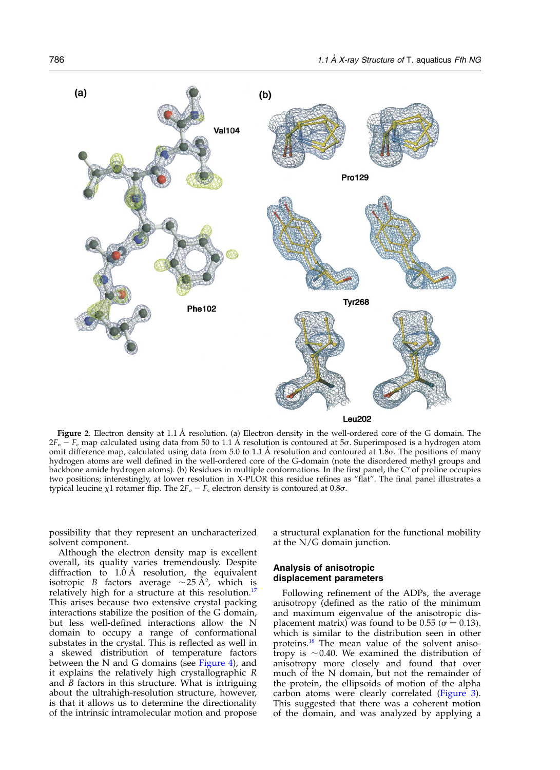**Figure 2**. Electron density at 1.1 Å resolution. (a) Electron density in the well-ordered core of the G domain. The $2F_o - F_c$ map calculated using data from 50 to 1.1 Å resolution is contoured at 5σ. Superimposed is a hydrogen atom omit difference map, calculated using data from 5.0 to 1.1 Å resolution and contoured at 1.8σ. The positions of many hydrogen atoms are well defined in the well-ordered core of the G-domain (note the disordered methyl groups and backbone amide hydrogen atoms). (b) Residues in multiple conformations. In the first panel, the $C^{\gamma}$ of proline occupies two positions; interestingly, at lower resolution in X-PLOR this residue refines as "flat". The final panel illustrates a typical leucine χ1 rotamer flip. The $2F_o - F_c$ electron density is contoured at 0.8σ.

possibility that they represent an uncharacterized solvent component.

Although the electron density map is excellent overall, its quality varies tremendously. Despite diffraction to 1.0 Å resolution, the equivalent isotropic *B* factors average $\sim$25 Å$^2$, which is relatively high for a structure at this resolution.[17] This arises because two extensive crystal packing interactions stabilize the position of the G domain, but less well-defined interactions allow the N domain to occupy a range of conformational substates in the crystal. This is reflected as well in a skewed distribution of temperature factors between the N and G domains (see Figure 4), and it explains the relatively high crystallographic *R* and *B* factors in this structure. What is intriguing about the ultrahigh-resolution structure, however, is that it allows us to determine the directionality of the intrinsic intramolecular motion and propose a structural explanation for the functional mobility at the N/G domain junction.

## Analysis of anisotropic displacement parameters

Following refinement of the ADPs, the average anisotropy (defined as the ratio of the minimum and maximum eigenvalue of the anisotropic displacement matrix) was found to be 0.55 (σ = 0.13), which is similar to the distribution seen in other proteins.[18] The mean value of the solvent anisotropy is $\sim$0.40. We examined the distribution of anisotropy more closely and found that over much of the N domain, but not the remainder of the protein, the ellipsoids of motion of the alpha carbon atoms were clearly correlated (Figure 3). This suggested that there was a coherent motion of the domain, and was analyzed by applying a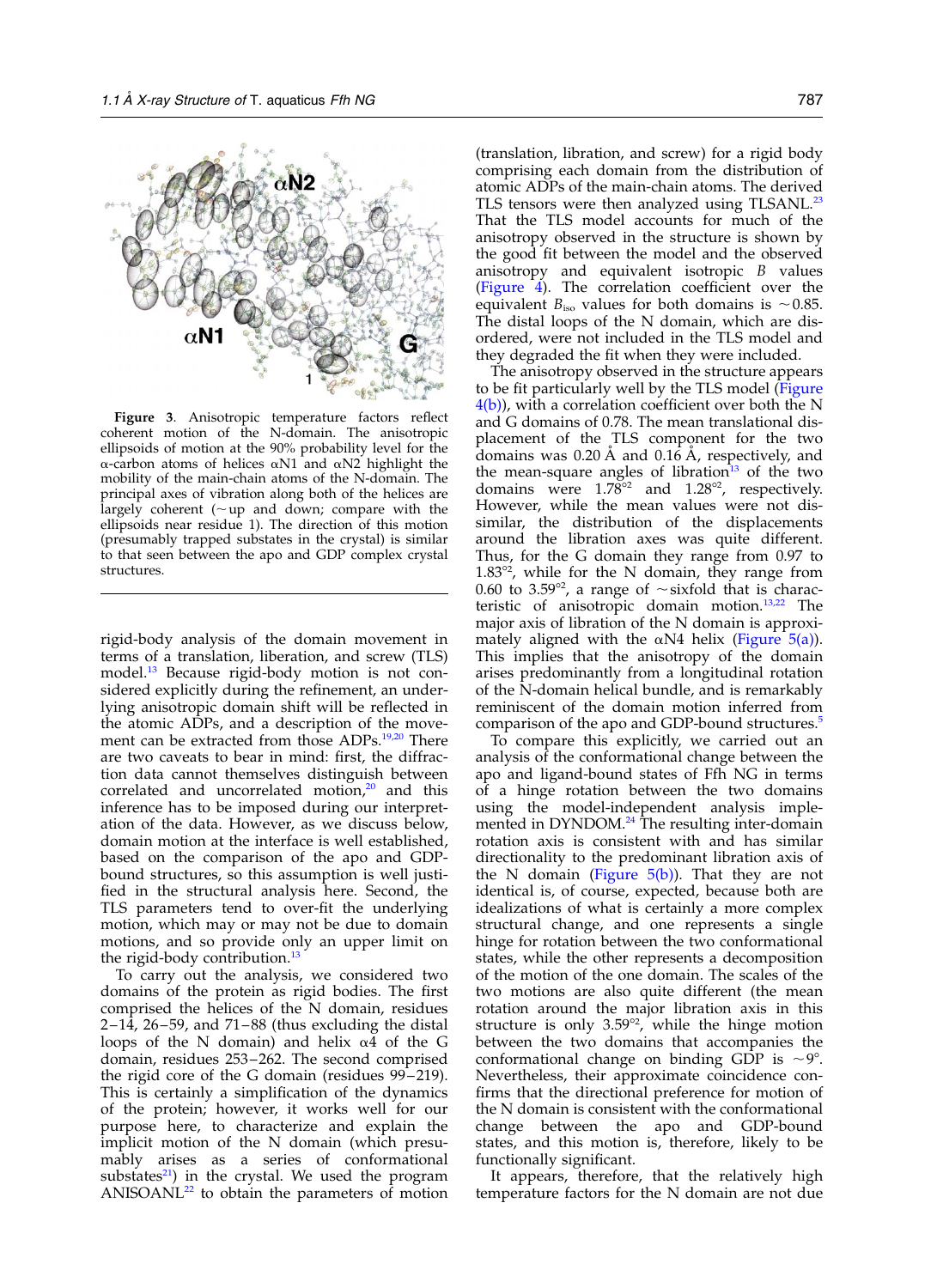**Figure 3**. Anisotropic temperature factors reflect coherent motion of the N-domain. The anisotropic ellipsoids of motion at the 90% probability level for the α-carbon atoms of helices αN1 and αN2 highlight the mobility of the main-chain atoms of the N-domain. The principal axes of vibration along both of the helices are largely coherent (~up and down; compare with the ellipsoids near residue 1). The direction of this motion (presumably trapped substates in the crystal) is similar to that seen between the apo and GDP complex crystal structures.

rigid-body analysis of the domain movement in terms of a translation, liberation, and screw (TLS) model.[13] Because rigid-body motion is not considered explicitly during the refinement, an underlying anisotropic domain shift will be reflected in the atomic ADPs, and a description of the movement can be extracted from those ADPs.[19,20] There are two caveats to bear in mind: first, the diffraction data cannot themselves distinguish between correlated and uncorrelated motion,[20] and this inference has to be imposed during our interpretation of the data. However, as we discuss below, domain motion at the interface is well established, based on the comparison of the apo and GDP-bound structures, so this assumption is well justified in the structural analysis here. Second, the TLS parameters tend to over-fit the underlying motion, which may or may not be due to domain motions, and so provide only an upper limit on the rigid-body contribution.[13]

To carry out the analysis, we considered two domains of the protein as rigid bodies. The first comprised the helices of the N domain, residues 2–14, 26–59, and 71–88 (thus excluding the distal loops of the N domain) and helix α4 of the G domain, residues 253–262. The second comprised the rigid core of the G domain (residues 99–219). This is certainly a simplification of the dynamics of the protein; however, it works well for our purpose here, to characterize and explain the implicit motion of the N domain (which presumably arises as a series of conformational substates[21]) in the crystal. We used the program ANISOANL[22] to obtain the parameters of motion (translation, libration, and screw) for a rigid body comprising each domain from the distribution of atomic ADPs of the main-chain atoms. The derived TLS tensors were then analyzed using TLSANL.[23] That the TLS model accounts for much of the anisotropy observed in the structure is shown by the good fit between the model and the observed anisotropy and equivalent isotropic $B$ values (Figure 4). The correlation coefficient over the equivalent $B_{iso}$ values for both domains is ~0.85. The distal loops of the N domain, which are disordered, were not included in the TLS model and they degraded the fit when they were included.

The anisotropy observed in the structure appears to be fit particularly well by the TLS model (Figure 4(b)), with a correlation coefficient over both the N and G domains of 0.78. The mean translational displacement of the TLS component for the two domains was 0.20 Å and 0.16 Å, respectively, and the mean-square angles of libration[13] of the two domains were $1.78^{\circ 2}$ and $1.28^{\circ 2}$, respectively. However, while the mean values were not dissimilar, the distribution of the displacements around the libration axes was quite different. Thus, for the G domain they range from 0.97 to $1.83^{\circ 2}$, while for the N domain, they range from 0.60 to $3.59^{\circ 2}$, a range of ~sixfold that is characteristic of anisotropic domain motion.[13,22] The major axis of libration of the N domain is approximately aligned with the αN4 helix (Figure 5(a)). This implies that the anisotropy of the domain arises predominantly from a longitudinal rotation of the N-domain helical bundle, and is remarkably reminiscent of the domain motion inferred from comparison of the apo and GDP-bound structures.[5]

To compare this explicitly, we carried out an analysis of the conformational change between the apo and ligand-bound states of Ffh NG in terms of a hinge rotation between the two domains using the model-independent analysis implemented in DYNDOM.[24] The resulting inter-domain rotation axis is consistent with and has similar directionality to the predominant libration axis of the N domain (Figure 5(b)). That they are not identical is, of course, expected, because both are idealizations of what is certainly a more complex structural change, and one represents a single hinge for rotation between the two conformational states, while the other represents a decomposition of the motion of the one domain. The scales of the two motions are also quite different (the mean rotation around the major libration axis in this structure is only $3.59^{\circ 2}$, while the hinge motion between the two domains that accompanies the conformational change on binding GDP is ~9°. Nevertheless, their approximate coincidence confirms that the directional preference for motion of the N domain is consistent with the conformational change between the apo and GDP-bound states, and this motion is, therefore, likely to be functionally significant.

It appears, therefore, that the relatively high temperature factors for the N domain are not due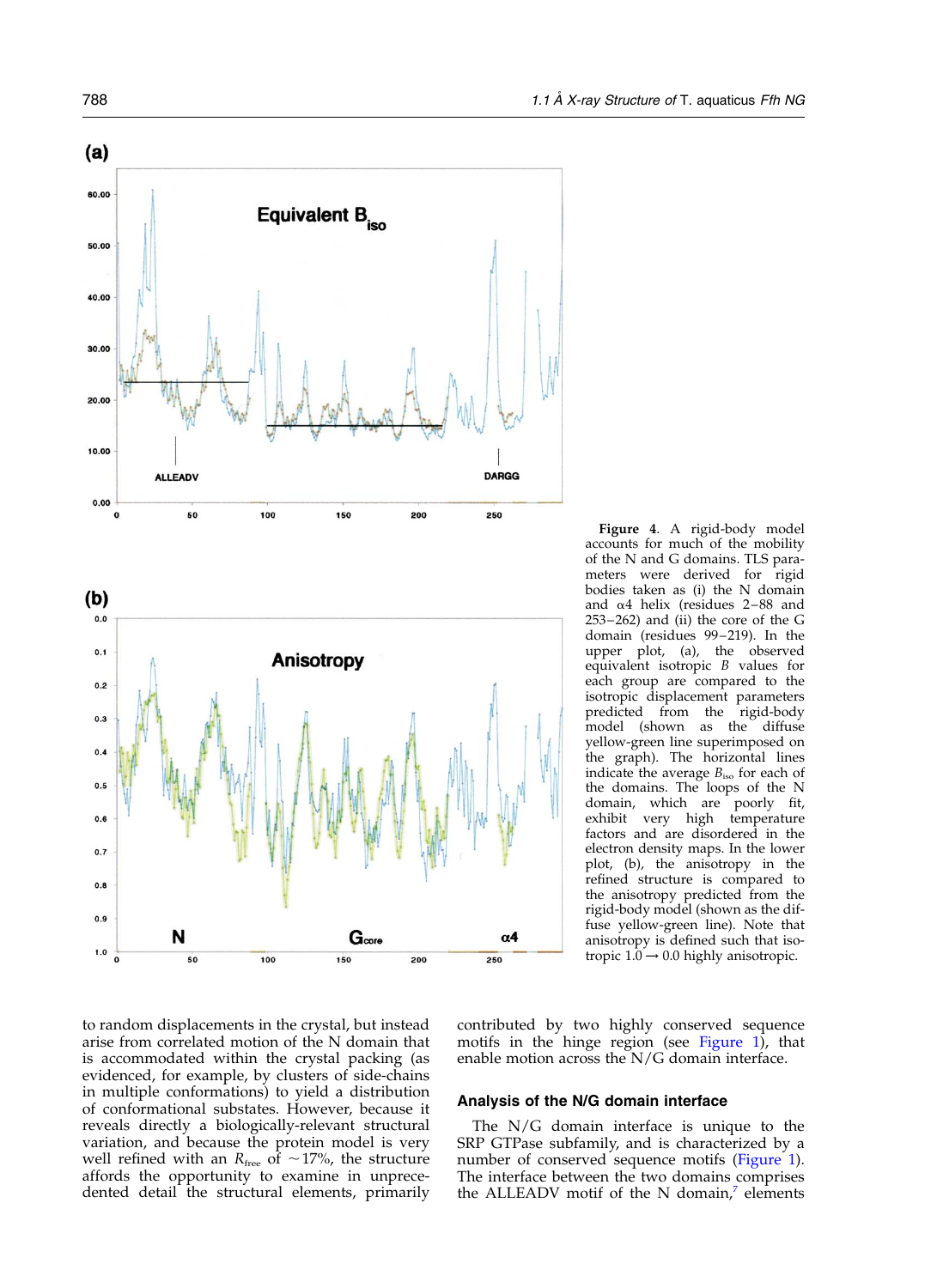**Figure 4.** A rigid-body model accounts for much of the mobility of the N and G domains. TLS parameters were derived for rigid bodies taken as (i) the N domain and α4 helix (residues 2–88 and 253–262) and (ii) the core of the G domain (residues 99–219). In the upper plot, (a), the observed equivalent isotropic $B$ values for each group are compared to the isotropic displacement parameters predicted from the rigid-body model (shown as the diffuse yellow-green line superimposed on the graph). The horizontal lines indicate the average $B_{iso}$ for each of the domains. The loops of the N domain, which are poorly fit, exhibit very high temperature factors and are disordered in the electron density maps. In the lower plot, (b), the anisotropy in the refined structure is compared to the anisotropy predicted from the rigid-body model (shown as the diffuse yellow-green line). Note that anisotropy is defined such that isotropic 1.0 → 0.0 highly anisotropic.

to random displacements in the crystal, but instead arise from correlated motion of the N domain that is accommodated within the crystal packing (as evidenced, for example, by clusters of side-chains in multiple conformations) to yield a distribution of conformational substates. However, because it reveals directly a biologically-relevant structural variation, and because the protein model is very well refined with an $R_{free}$ of ~17%, the structure affords the opportunity to examine in unprecedented detail the structural elements, primarily contributed by two highly conserved sequence motifs in the hinge region (see Figure 1), that enable motion across the N/G domain interface.

## Analysis of the N/G domain interface

The N/G domain interface is unique to the SRP GTPase subfamily, and is characterized by a number of conserved sequence motifs (Figure 1). The interface between the two domains comprises the ALLEADV motif of the N domain,[7] elements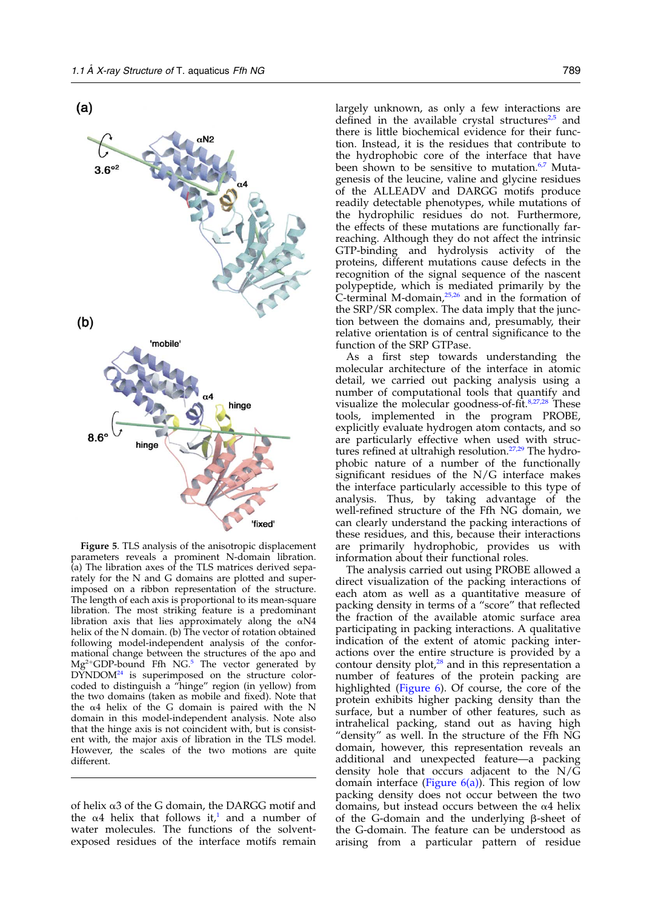**Figure 5.** TLS analysis of the anisotropic displacement parameters reveals a prominent N-domain libration. (a) The libration axes of the TLS matrices derived separately for the N and G domains are plotted and superimposed on a ribbon representation of the structure. The length of each axis is proportional to its mean-square libration. The most striking feature is a predominant libration axis that lies approximately along the αN4 helix of the N domain. (b) The vector of rotation obtained following model-independent analysis of the conformational change between the structures of the apo and $Mg^{2+}$GDP-bound Ffh NG.[5] The vector generated by DYNDOM[24] is superimposed on the structure color-coded to distinguish a "hinge" region (in yellow) from the two domains (taken as mobile and fixed). Note that the α4 helix of the G domain is paired with the N domain in this model-independent analysis. Note also that the hinge axis is not coincident with, but is consistent with, the major axis of libration in the TLS model. However, the scales of the two motions are quite different.

of helix α3 of the G domain, the DARGG motif and the α4 helix that follows it,[1] and a number of water molecules. The functions of the solvent-exposed residues of the interface motifs remain largely unknown, as only a few interactions are defined in the available crystal structures[2,5] and there is little biochemical evidence for their function. Instead, it is the residues that contribute to the hydrophobic core of the interface that have been shown to be sensitive to mutation.[6,7] Mutagenesis of the leucine, valine and glycine residues of the ALLEADV and DARGG motifs produce readily detectable phenotypes, while mutations of the hydrophilic residues do not. Furthermore, the effects of these mutations are functionally far-reaching. Although they do not affect the intrinsic GTP-binding and hydrolysis activity of the proteins, different mutations cause defects in the recognition of the signal sequence of the nascent polypeptide, which is mediated primarily by the C-terminal M-domain,[25,26] and in the formation of the SRP/SR complex. The data imply that the junction between the domains and, presumably, their relative orientation is of central significance to the function of the SRP GTPase.

As a first step towards understanding the molecular architecture of the interface in atomic detail, we carried out packing analysis using a number of computational tools that quantify and visualize the molecular goodness-of-fit.[8,27,28] These tools, implemented in the program PROBE, explicitly evaluate hydrogen atom contacts, and so are particularly effective when used with structures refined at ultrahigh resolution.[27,29] The hydrophobic nature of a number of the functionally significant residues of the N/G interface makes the interface particularly accessible to this type of analysis. Thus, by taking advantage of the well-refined structure of the Ffh NG domain, we can clearly understand the packing interactions of these residues, and this, because their interactions are primarily hydrophobic, provides us with information about their functional roles.

The analysis carried out using PROBE allowed a direct visualization of the packing interactions of each atom as well as a quantitative measure of packing density in terms of a "score" that reflected the fraction of the available atomic surface area participating in packing interactions. A qualitative indication of the extent of atomic packing interactions over the entire structure is provided by a contour density plot,[28] and in this representation a number of features of the protein packing are highlighted (Figure 6). Of course, the core of the protein exhibits higher packing density than the surface, but a number of other features, such as intrahelical packing, stand out as having high "density" as well. In the structure of the Ffh NG domain, however, this representation reveals an additional and unexpected feature—a packing density hole that occurs adjacent to the N/G domain interface (Figure 6(a)). This region of low packing density does not occur between the two domains, but instead occurs between the α4 helix of the G-domain and the underlying β-sheet of the G-domain. The feature can be understood as arising from a particular pattern of residue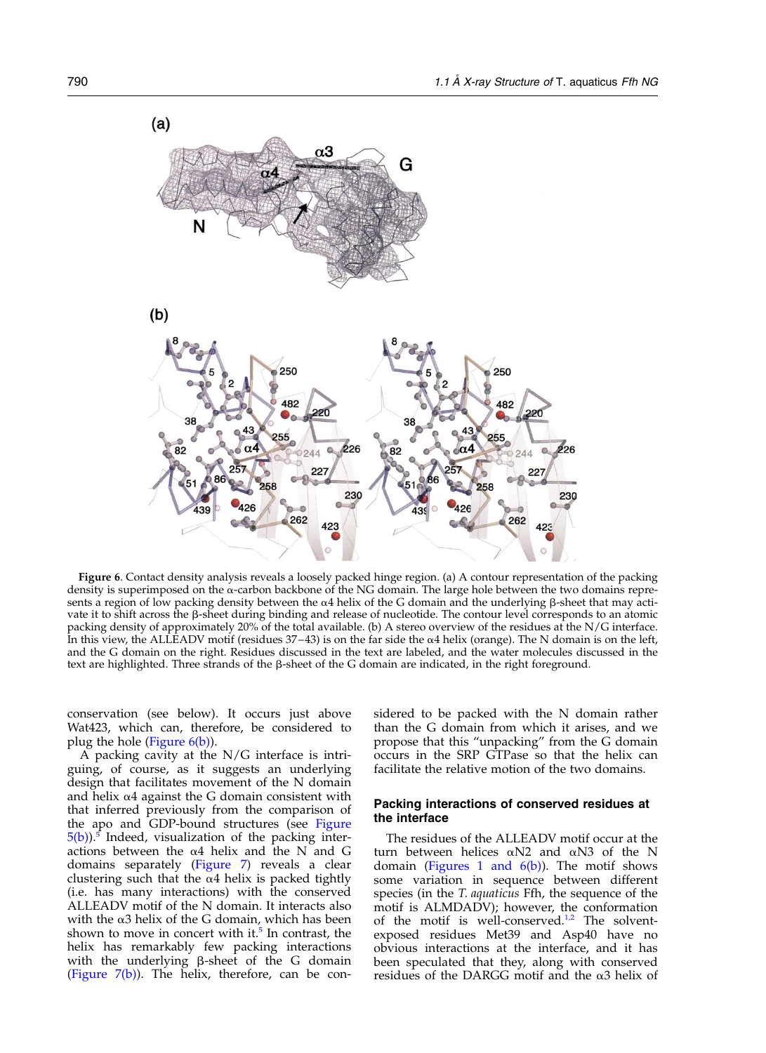**Figure 6.** Contact density analysis reveals a loosely packed hinge region. (a) A contour representation of the packing density is superimposed on the α-carbon backbone of the NG domain. The large hole between the two domains represents a region of low packing density between the α4 helix of the G domain and the underlying β-sheet that may activate it to shift across the β-sheet during binding and release of nucleotide. The contour level corresponds to an atomic packing density of approximately 20% of the total available. (b) A stereo overview of the residues at the N/G interface. In this view, the ALLEADV motif (residues 37–43) is on the far side the α4 helix (orange). The N domain is on the left, and the G domain on the right. Residues discussed in the text are labeled, and the water molecules discussed in the text are highlighted. Three strands of the β-sheet of the G domain are indicated, in the right foreground.

conservation (see below). It occurs just above Wat423, which can, therefore, be considered to plug the hole (Figure 6(b)).

A packing cavity at the N/G interface is intriguing, of course, as it suggests an underlying design that facilitates movement of the N domain and helix α4 against the G domain consistent with that inferred previously from the comparison of the apo and GDP-bound structures (see Figure 5(b)).[5] Indeed, visualization of the packing interactions between the α4 helix and the N and G domains separately (Figure 7) reveals a clear clustering such that the α4 helix is packed tightly (i.e. has many interactions) with the conserved ALLEADV motif of the N domain. It interacts also with the α3 helix of the G domain, which has been shown to move in concert with it.[5] In contrast, the helix has remarkably few packing interactions with the underlying β-sheet of the G domain (Figure 7(b)). The helix, therefore, can be considered to be packed with the N domain rather than the G domain from which it arises, and we propose that this "unpacking" from the G domain occurs in the SRP GTPase so that the helix can facilitate the relative motion of the two domains.

## Packing interactions of conserved residues at the interface

The residues of the ALLEADV motif occur at the turn between helices αN2 and αN3 of the N domain (Figures 1 and 6(b)). The motif shows some variation in sequence between different species (in the *T. aquaticus* Ffh, the sequence of the motif is ALMDADV); however, the conformation of the motif is well-conserved.[1,2] The solvent-exposed residues Met39 and Asp40 have no obvious interactions at the interface, and it has been speculated that they, along with conserved residues of the DARGG motif and the α3 helix of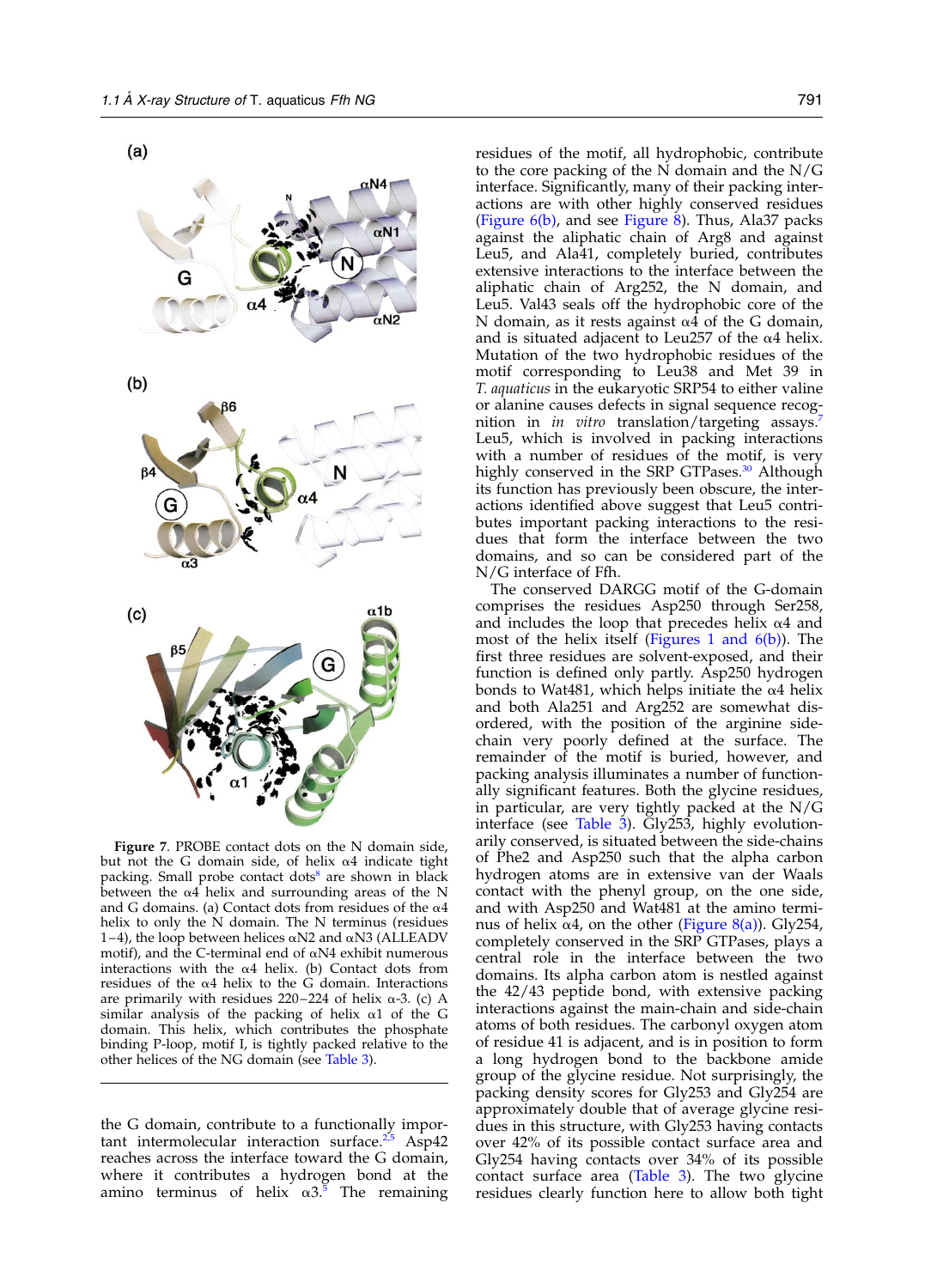Figure 7. PROBE contact dots on the N domain side, but not the G domain side, of helix α4 indicate tight packing. Small probe contact dots[8] are shown in black between the α4 helix and surrounding areas of the N and G domains. (a) Contact dots from residues of the α4 helix to only the N domain. The N terminus (residues 1–4), the loop between helices αN2 and αN3 (ALLEADV motif), and the C-terminal end of αN4 exhibit numerous interactions with the α4 helix. (b) Contact dots from residues of the α4 helix to the G domain. Interactions are primarily with residues 220–224 of helix α-3. (c) A similar analysis of the packing of helix α1 of the G domain. This helix, which contributes the phosphate binding P-loop, motif I, is tightly packed relative to the other helices of the NG domain (see Table 3).

the G domain, contribute to a functionally important intermolecular interaction surface.[2,5] Asp42 reaches across the interface toward the G domain, where it contributes a hydrogen bond at the amino terminus of helix α3.[5] The remaining residues of the motif, all hydrophobic, contribute to the core packing of the N domain and the N/G interface. Significantly, many of their packing interactions are with other highly conserved residues (Figure 6(b), and see Figure 8). Thus, Ala37 packs against the aliphatic chain of Arg8 and against Leu5, and Ala41, completely buried, contributes extensive interactions to the interface between the aliphatic chain of Arg252, the N domain, and Leu5. Val43 seals off the hydrophobic core of the N domain, as it rests against α4 of the G domain, and is situated adjacent to Leu257 of the α4 helix. Mutation of the two hydrophobic residues of the motif corresponding to Leu38 and Met 39 in *T. aquaticus* in the eukaryotic SRP54 to either valine or alanine causes defects in signal sequence recognition in *in vitro* translation/targeting assays.[7] Leu5, which is involved in packing interactions with a number of residues of the motif, is very highly conserved in the SRP GTPases.[30] Although its function has previously been obscure, the interactions identified above suggest that Leu5 contributes important packing interactions to the residues that form the interface between the two domains, and so can be considered part of the N/G interface of Ffh.

The conserved DARGG motif of the G-domain comprises the residues Asp250 through Ser258, and includes the loop that precedes helix α4 and most of the helix itself (Figures 1 and 6(b)). The first three residues are solvent-exposed, and their function is defined only partly. Asp250 hydrogen bonds to Wat481, which helps initiate the α4 helix and both Ala251 and Arg252 are somewhat disordered, with the position of the arginine side-chain very poorly defined at the surface. The remainder of the motif is buried, however, and packing analysis illuminates a number of functionally significant features. Both the glycine residues, in particular, are very tightly packed at the N/G interface (see Table 3). Gly253, highly evolutionarily conserved, is situated between the side-chains of Phe2 and Asp250 such that the alpha carbon hydrogen atoms are in extensive van der Waals contact with the phenyl group, on the one side, and with Asp250 and Wat481 at the amino terminus of helix α4, on the other (Figure 8(a)). Gly254, completely conserved in the SRP GTPases, plays a central role in the interface between the two domains. Its alpha carbon atom is nestled against the 42/43 peptide bond, with extensive packing interactions against the main-chain and side-chain atoms of both residues. The carbonyl oxygen atom of residue 41 is adjacent, and is in position to form a long hydrogen bond to the backbone amide group of the glycine residue. Not surprisingly, the packing density scores for Gly253 and Gly254 are approximately double that of average glycine residues in this structure, with Gly253 having contacts over 42% of its possible contact surface area and Gly254 having contacts over 34% of its possible contact surface area (Table 3). The two glycine residues clearly function here to allow both tight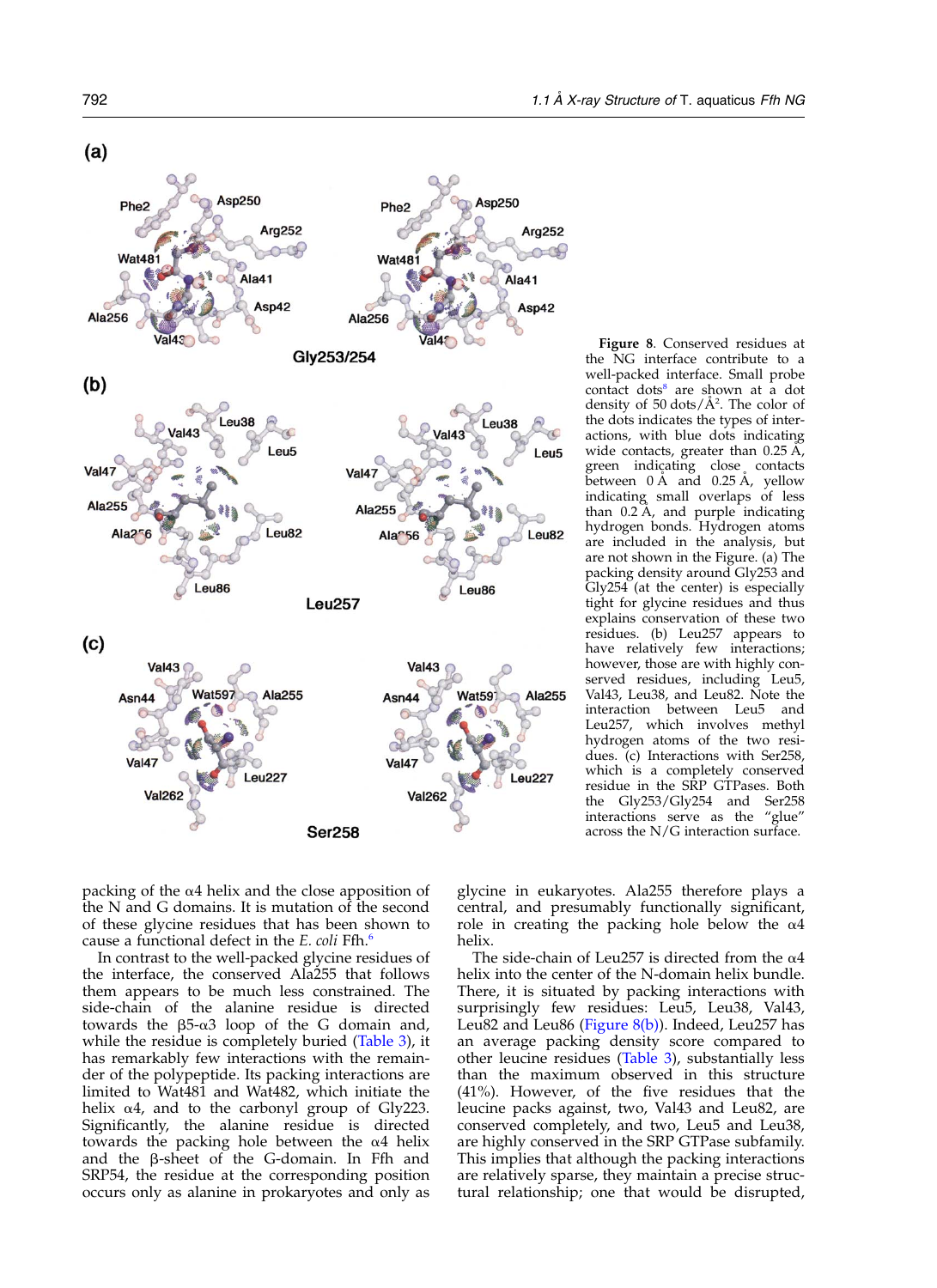**Figure 8.** Conserved residues at the NG interface contribute to a well-packed interface. Small probe contact dots[8] are shown at a dot density of 50 dots/Å$^2$. The color of the dots indicates the types of interactions, with blue dots indicating wide contacts, greater than 0.25 Å, green indicating close contacts between 0 Å and 0.25 Å, yellow indicating small overlaps of less than 0.2 Å, and purple indicating hydrogen bonds. Hydrogen atoms are included in the analysis, but are not shown in the Figure. (a) The packing density around Gly253 and Gly254 (at the center) is especially tight for glycine residues and thus explains conservation of these two residues. (b) Leu257 appears to have relatively few interactions; however, those are with highly conserved residues, including Leu5, Val43, Leu38, and Leu82. Note the interaction between Leu5 and Leu257, which involves methyl hydrogen atoms of the two residues. (c) Interactions with Ser258, which is a completely conserved residue in the SRP GTPases. Both the Gly253/Gly254 and Ser258 interactions serve as the "glue" across the N/G interaction surface.

packing of the α4 helix and the close apposition of the N and G domains. It is mutation of the second of these glycine residues that has been shown to cause a functional defect in the *E. coli* Ffh.[6]

In contrast to the well-packed glycine residues of the interface, the conserved Ala255 that follows them appears to be much less constrained. The side-chain of the alanine residue is directed towards the β5-α3 loop of the G domain and, while the residue is completely buried (Table 3), it has remarkably few interactions with the remainder of the polypeptide. Its packing interactions are limited to Wat481 and Wat482, which initiate the helix α4, and to the carbonyl group of Gly223. Significantly, the alanine residue is directed towards the packing hole between the α4 helix and the β-sheet of the G-domain. In Ffh and SRP54, the residue at the corresponding position occurs only as alanine in prokaryotes and only as glycine in eukaryotes. Ala255 therefore plays a central, and presumably functionally significant, role in creating the packing hole below the α4 helix.

The side-chain of Leu257 is directed from the α4 helix into the center of the N-domain helix bundle. There, it is situated by packing interactions with surprisingly few residues: Leu5, Leu38, Val43, Leu82 and Leu86 (Figure 8(b)). Indeed, Leu257 has an average packing density score compared to other leucine residues (Table 3), substantially less than the maximum observed in this structure (41%). However, of the five residues that the leucine packs against, two, Val43 and Leu82, are conserved completely, and two, Leu5 and Leu38, are highly conserved in the SRP GTPase subfamily. This implies that although the packing interactions are relatively sparse, they maintain a precise structural relationship; one that would be disrupted,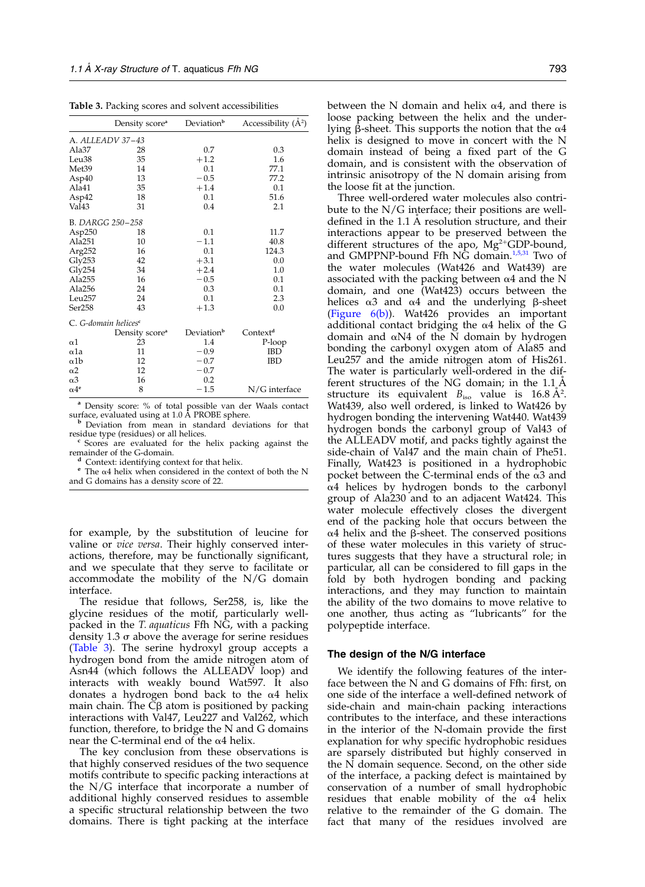**Table 3.** Packing scores and solvent accessibilities

| | Density score[a] | Deviation[b] | Accessibility (Å$^2$) |
|---|---|---|---|
| *A. ALLEADV 37–43* | | | |
| Ala37 | 28 | 0.7 | 0.3 |
| Leu38 | 35 | +1.2 | 1.6 |
| Met39 | 14 | 0.1 | 77.1 |
| Asp40 | 13 | −0.5 | 77.2 |
| Ala41 | 35 | +1.4 | 0.1 |
| Asp42 | 18 | 0.1 | 51.6 |
| Val43 | 31 | 0.4 | 2.1 |
| *B. DARGG 250–258* | | | |
| Asp250 | 18 | 0.1 | 11.7 |
| Ala251 | 10 | −1.1 | 40.8 |
| Arg252 | 16 | 0.1 | 124.3 |
| Gly253 | 42 | +3.1 | 0.0 |
| Gly254 | 34 | +2.4 | 1.0 |
| Ala255 | 16 | −0.5 | 0.1 |
| Ala256 | 24 | 0.3 | 0.1 |
| Leu257 | 24 | 0.1 | 2.3 |
| Ser258 | 43 | +1.3 | 0.0 |
| *C. G-domain helices*[c] | Density score[a] | Deviation[b] | Context[d] |
| α1 | 23 | 1.4 | P-loop |
| α1a | 11 | −0.9 | IBD |
| α1b | 12 | −0.7 | IBD |
| α2 | 12 | −0.7 | |
| α3 | 16 | 0.2 | |
| α4[e] | 8 | −1.5 | N/G interface |

[a] Density score: % of total possible van der Waals contact surface, evaluated using at 1.0 Å PROBE sphere.
[b] Deviation from mean in standard deviations for that residue type (residues) or all helices.
[c] Scores are evaluated for the helix packing against the remainder of the G-domain.
[d] Context: identifying context for that helix.
[e] The α4 helix when considered in the context of both the N and G domains has a density score of 22.

for example, by the substitution of leucine for valine or *vice versa*. Their highly conserved interactions, therefore, may be functionally significant, and we speculate that they serve to facilitate or accommodate the mobility of the N/G domain interface.

The residue that follows, Ser258, is, like the glycine residues of the motif, particularly well-packed in the *T. aquaticus* Ffh NG, with a packing density 1.3 σ above the average for serine residues (Table 3). The serine hydroxyl group accepts a hydrogen bond from the amide nitrogen atom of Asn44 (which follows the ALLEADV loop) and interacts with weakly bound Wat597. It also donates a hydrogen bond back to the α4 helix main chain. The Cβ atom is positioned by packing interactions with Val47, Leu227 and Val262, which function, therefore, to bridge the N and G domains near the C-terminal end of the α4 helix.

The key conclusion from these observations is that highly conserved residues of the two sequence motifs contribute to specific packing interactions at the N/G interface that incorporate a number of additional highly conserved residues to assemble a specific structural relationship between the two domains. There is tight packing at the interface between the N domain and helix α4, and there is loose packing between the helix and the underlying β-sheet. This supports the notion that the α4 helix is designed to move in concert with the N domain instead of being a fixed part of the G domain, and is consistent with the observation of intrinsic anisotropy of the N domain arising from the loose fit at the junction.

Three well-ordered water molecules also contribute to the N/G interface; their positions are well-defined in the 1.1 Å resolution structure, and their interactions appear to be preserved between the different structures of the apo, $Mg^{2+}$GDP-bound, and GMPPNP-bound Ffh NG domain.[1,5,31] Two of the water molecules (Wat426 and Wat439) are associated with the packing between α4 and the N domain, and one (Wat423) occurs between the helices α3 and α4 and the underlying β-sheet (Figure 6(b)). Wat426 provides an important additional contact bridging the α4 helix of the G domain and αN4 of the N domain by hydrogen bonding the carbonyl oxygen atom of Ala85 and Leu257 and the amide nitrogen atom of His261. The water is particularly well-ordered in the different structures of the NG domain; in the 1.1 Å structure its equivalent $B_{iso}$ value is 16.8 Å$^2$. Wat439, also well ordered, is linked to Wat426 by hydrogen bonding the intervening Wat440. Wat439 hydrogen bonds the carbonyl group of Val43 of the ALLEADV motif, and packs tightly against the side-chain of Val47 and the main chain of Phe51. Finally, Wat423 is positioned in a hydrophobic pocket between the C-terminal ends of the α3 and α4 helices by hydrogen bonds to the carbonyl group of Ala230 and to an adjacent Wat424. This water molecule effectively closes the divergent end of the packing hole that occurs between the α4 helix and the β-sheet. The conserved positions of these water molecules in this variety of structures suggests that they have a structural role; in particular, all can be considered to fill gaps in the fold by both hydrogen bonding and packing interactions, and they may function to maintain the ability of the two domains to move relative to one another, thus acting as "lubricants" for the polypeptide interface.

## The design of the N/G interface

We identify the following features of the interface between the N and G domains of Ffh: first, on one side of the interface a well-defined network of side-chain and main-chain packing interactions contributes to the interface, and these interactions in the interior of the N-domain provide the first explanation for why specific hydrophobic residues are sparsely distributed but highly conserved in the N domain sequence. Second, on the other side of the interface, a packing defect is maintained by conservation of a number of small hydrophobic residues that enable mobility of the α4 helix relative to the remainder of the G domain. The fact that many of the residues involved are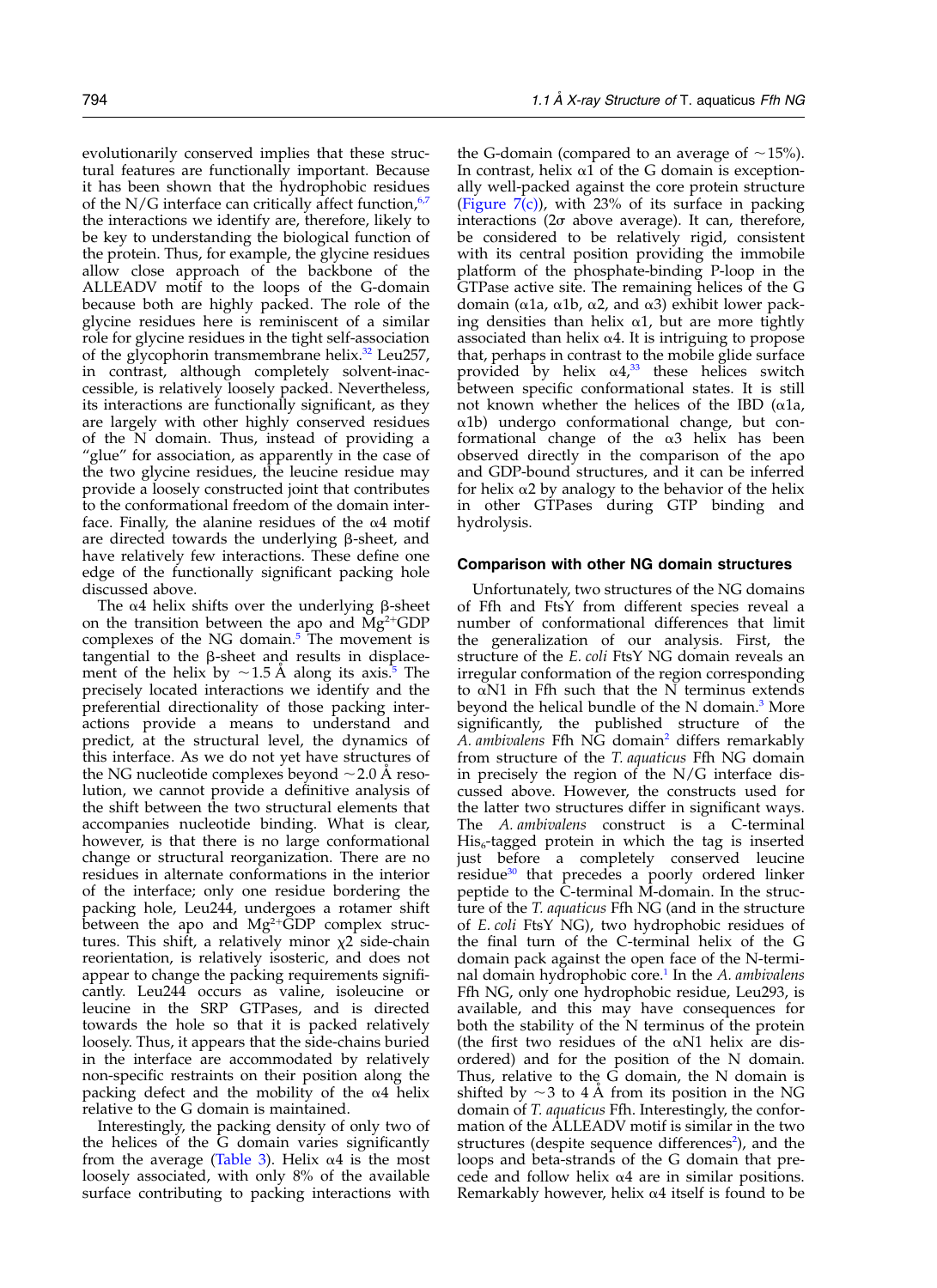evolutionarily conserved implies that these structural features are functionally important. Because it has been shown that the hydrophobic residues of the N/G interface can critically affect function,[6,7] the interactions we identify are, therefore, likely to be key to understanding the biological function of the protein. Thus, for example, the glycine residues allow close approach of the backbone of the ALLEADV motif to the loops of the G-domain because both are highly packed. The role of the glycine residues here is reminiscent of a similar role for glycine residues in the tight self-association of the glycophorin transmembrane helix.[32] Leu257, in contrast, although completely solvent-inaccessible, is relatively loosely packed. Nevertheless, its interactions are functionally significant, as they are largely with other highly conserved residues of the N domain. Thus, instead of providing a "glue" for association, as apparently in the case of the two glycine residues, the leucine residue may provide a loosely constructed joint that contributes to the conformational freedom of the domain interface. Finally, the alanine residues of the α4 motif are directed towards the underlying β-sheet, and have relatively few interactions. These define one edge of the functionally significant packing hole discussed above.

The α4 helix shifts over the underlying β-sheet on the transition between the apo and $Mg^{2+}$GDP complexes of the NG domain.[5] The movement is tangential to the β-sheet and results in displacement of the helix by ~1.5 Å along its axis.[5] The precisely located interactions we identify and the preferential directionality of those packing interactions provide a means to understand and predict, at the structural level, the dynamics of this interface. As we do not yet have structures of the NG nucleotide complexes beyond ~2.0 Å resolution, we cannot provide a definitive analysis of the shift between the two structural elements that accompanies nucleotide binding. What is clear, however, is that there is no large conformational change or structural reorganization. There are no residues in alternate conformations in the interior of the interface; only one residue bordering the packing hole, Leu244, undergoes a rotamer shift between the apo and $Mg^{2+}$GDP complex structures. This shift, a relatively minor $\chi 2$ side-chain reorientation, is relatively isosteric, and does not appear to change the packing requirements significantly. Leu244 occurs as valine, isoleucine or leucine in the SRP GTPases, and is directed towards the hole so that it is packed relatively loosely. Thus, it appears that the side-chains buried in the interface are accommodated by relatively non-specific restraints on their position along the packing defect and the mobility of the α4 helix relative to the G domain is maintained.

Interestingly, the packing density of only two of the helices of the G domain varies significantly from the average (Table 3). Helix α4 is the most loosely associated, with only 8% of the available surface contributing to packing interactions with the G-domain (compared to an average of ~15%). In contrast, helix α1 of the G domain is exceptionally well-packed against the core protein structure (Figure 7(c)), with 23% of its surface in packing interactions (2σ above average). It can, therefore, be considered to be relatively rigid, consistent with its central position providing the immobile platform of the phosphate-binding P-loop in the GTPase active site. The remaining helices of the G domain (α1a, α1b, α2, and α3) exhibit lower packing densities than helix α1, but are more tightly associated than helix α4. It is intriguing to propose that, perhaps in contrast to the mobile glide surface provided by helix α4,[33] these helices switch between specific conformational states. It is still not known whether the helices of the IBD (α1a, α1b) undergo conformational change, but conformational change of the α3 helix has been observed directly in the comparison of the apo and GDP-bound structures, and it can be inferred for helix α2 by analogy to the behavior of the helix in other GTPases during GTP binding and hydrolysis.

## Comparison with other NG domain structures

Unfortunately, two structures of the NG domains of Ffh and FtsY from different species reveal a number of conformational differences that limit the generalization of our analysis. First, the structure of the *E. coli* FtsY NG domain reveals an irregular conformation of the region corresponding to αN1 in Ffh such that the N terminus extends beyond the helical bundle of the N domain.[3] More significantly, the published structure of the *A. ambivalens* Ffh NG domain[2] differs remarkably from structure of the *T. aquaticus* Ffh NG domain in precisely the region of the N/G interface discussed above. However, the constructs used for the latter two structures differ in significant ways. The *A. ambivalens* construct is a C-terminal $His_6$-tagged protein in which the tag is inserted just before a completely conserved leucine residue[30] that precedes a poorly ordered linker peptide to the C-terminal M-domain. In the structure of the *T. aquaticus* Ffh NG (and in the structure of *E. coli* FtsY NG), two hydrophobic residues of the final turn of the C-terminal helix of the G domain pack against the open face of the N-terminal domain hydrophobic core.[1] In the *A. ambivalens* Ffh NG, only one hydrophobic residue, Leu293, is available, and this may have consequences for both the stability of the N terminus of the protein (the first two residues of the αN1 helix are disordered) and for the position of the N domain. Thus, relative to the G domain, the N domain is shifted by ~3 to 4 Å from its position in the NG domain of *T. aquaticus* Ffh. Interestingly, the conformation of the ALLEADV motif is similar in the two structures (despite sequence differences[2]), and the loops and beta-strands of the G domain that precede and follow helix α4 are in similar positions. Remarkably however, helix α4 itself is found to be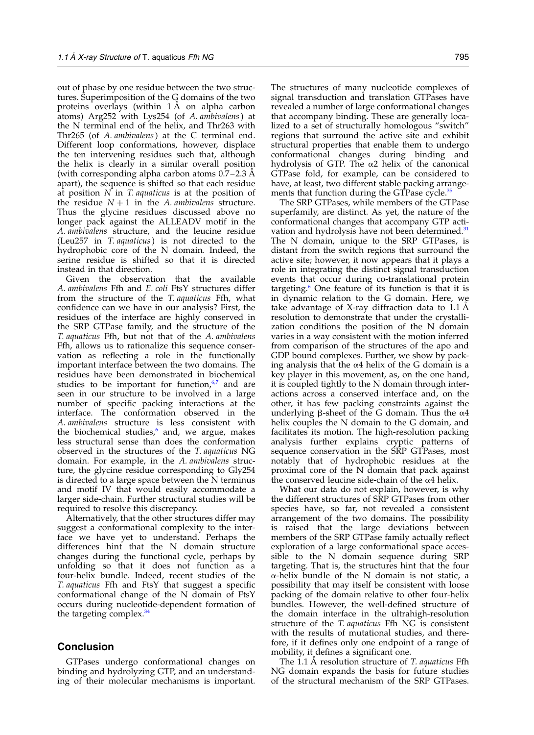out of phase by one residue between the two structures. Superimposition of the G domains of the two proteins overlays (within 1 Å on alpha carbon atoms) Arg252 with Lys254 (of *A. ambivalens*) at the N terminal end of the helix, and Thr263 with Thr265 (of *A. ambivalens*) at the C terminal end. Different loop conformations, however, displace the ten intervening residues such that, although the helix is clearly in a similar overall position (with corresponding alpha carbon atoms 0.7–2.3 Å apart), the sequence is shifted so that each residue at position $N$ in *T. aquaticus* is at the position of the residue $N+1$ in the *A. ambivalens* structure. Thus the glycine residues discussed above no longer pack against the ALLEADV motif in the *A. ambivalens* structure, and the leucine residue (Leu257 in *T. aquaticus*) is not directed to the hydrophobic core of the N domain. Indeed, the serine residue is shifted so that it is directed instead in that direction.

Given the observation that the available *A. ambivalens* Ffh and *E. coli* FtsY structures differ from the structure of the *T. aquaticus* Ffh, what confidence can we have in our analysis? First, the residues of the interface are highly conserved in the SRP GTPase family, and the structure of the *T. aquaticus* Ffh, but not that of the *A. ambivalens* Ffh, allows us to rationalize this sequence conservation as reflecting a role in the functionally important interface between the two domains. The residues have been demonstrated in biochemical studies to be important for function,[6,7] and are seen in our structure to be involved in a large number of specific packing interactions at the interface. The conformation observed in the *A. ambivalens* structure is less consistent with the biochemical studies,[6] and, we argue, makes less structural sense than does the conformation observed in the structures of the *T. aquaticus* NG domain. For example, in the *A. ambivalens* structure, the glycine residue corresponding to Gly254 is directed to a large space between the N terminus and motif IV that would easily accommodate a larger side-chain. Further structural studies will be required to resolve this discrepancy.

Alternatively, that the other structures differ may suggest a conformational complexity to the interface we have yet to understand. Perhaps the differences hint that the N domain structure changes during the functional cycle, perhaps by unfolding so that it does not function as a four-helix bundle. Indeed, recent studies of the *T. aquaticus* Ffh and FtsY that suggest a specific conformational change of the N domain of FtsY occurs during nucleotide-dependent formation of the targeting complex.[34]

## Conclusion

GTPases undergo conformational changes on binding and hydrolyzing GTP, and an understanding of their molecular mechanisms is important. The structures of many nucleotide complexes of signal transduction and translation GTPases have revealed a number of large conformational changes that accompany binding. These are generally localized to a set of structurally homologous "switch" regions that surround the active site and exhibit structural properties that enable them to undergo conformational changes during binding and hydrolysis of GTP. The α2 helix of the canonical GTPase fold, for example, can be considered to have, at least, two different stable packing arrangements that function during the GTPase cycle.[35]

The SRP GTPases, while members of the GTPase superfamily, are distinct. As yet, the nature of the conformational changes that accompany GTP activation and hydrolysis have not been determined.[31] The N domain, unique to the SRP GTPases, is distant from the switch regions that surround the active site; however, it now appears that it plays a role in integrating the distinct signal transduction events that occur during co-translational protein targeting.[6] One feature of its function is that it is in dynamic relation to the G domain. Here, we take advantage of X-ray diffraction data to 1.1 Å resolution to demonstrate that under the crystallization conditions the position of the N domain varies in a way consistent with the motion inferred from comparison of the structures of the apo and GDP bound complexes. Further, we show by packing analysis that the α4 helix of the G domain is a key player in this movement, as, on the one hand, it is coupled tightly to the N domain through interactions across a conserved interface and, on the other, it has few packing constraints against the underlying β-sheet of the G domain. Thus the α4 helix couples the N domain to the G domain, and facilitates its motion. The high-resolution packing analysis further explains cryptic patterns of sequence conservation in the SRP GTPases, most notably that of hydrophobic residues at the proximal core of the N domain that pack against the conserved leucine side-chain of the α4 helix.

What our data do not explain, however, is why the different structures of SRP GTPases from other species have, so far, not revealed a consistent arrangement of the two domains. The possibility is raised that the large deviations between members of the SRP GTPase family actually reflect exploration of a large conformational space accessible to the N domain sequence during SRP targeting. That is, the structures hint that the four α-helix bundle of the N domain is not static, a possibility that may itself be consistent with loose packing of the domain relative to other four-helix bundles. However, the well-defined structure of the domain interface in the ultrahigh-resolution structure of the *T. aquaticus* Ffh NG is consistent with the results of mutational studies, and therefore, if it defines only one endpoint of a range of mobility, it defines a significant one.

The 1.1 Å resolution structure of *T. aquaticus* Ffh NG domain expands the basis for future studies of the structural mechanism of the SRP GTPases.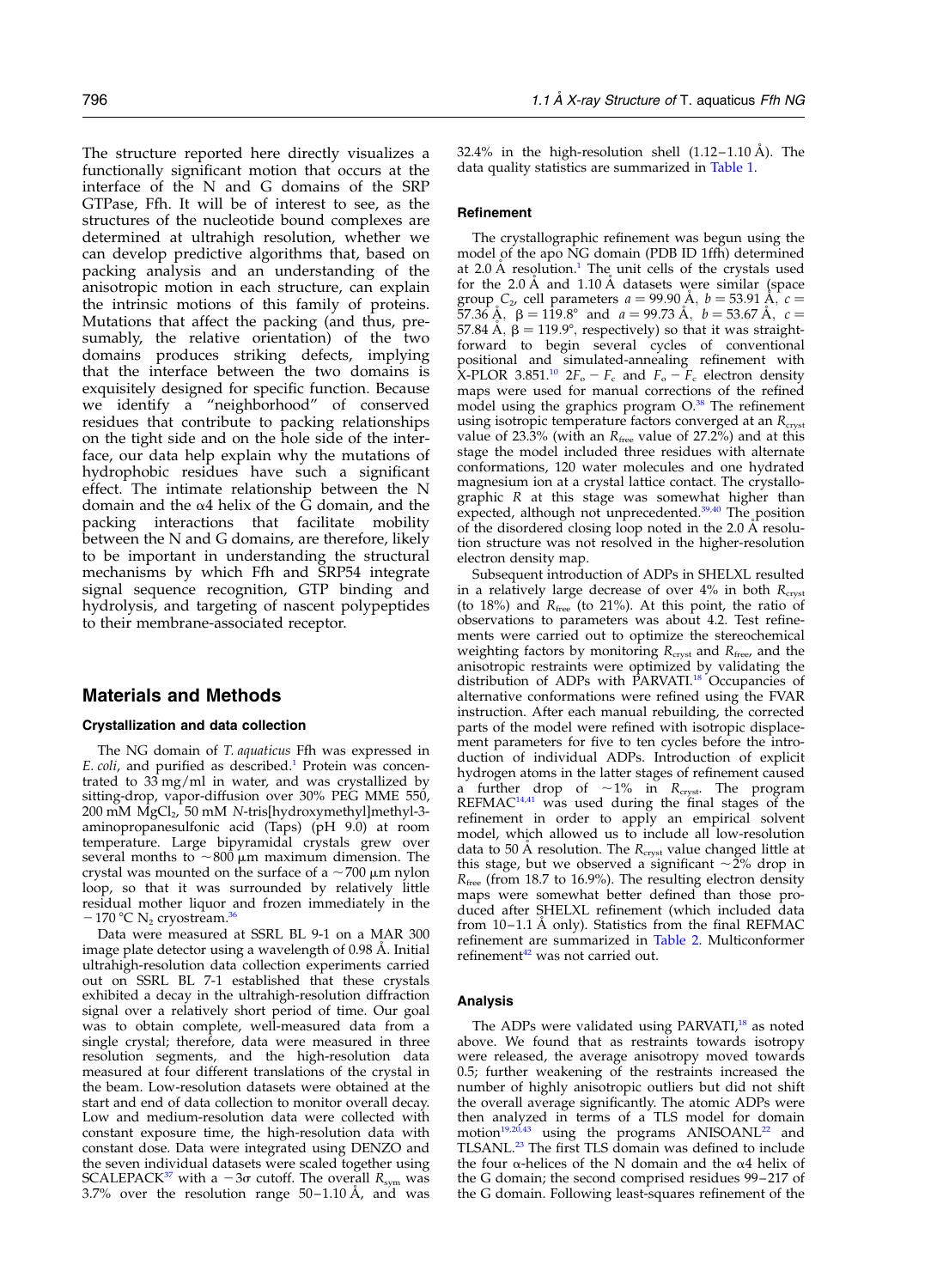The structure reported here directly visualizes a functionally significant motion that occurs at the interface of the N and G domains of the SRP GTPase, Ffh. It will be of interest to see, as the structures of the nucleotide bound complexes are determined at ultrahigh resolution, whether we can develop predictive algorithms that, based on packing analysis and an understanding of the anisotropic motion in each structure, can explain the intrinsic motions of this family of proteins. Mutations that affect the packing (and thus, presumably, the relative orientation) of the two domains produces striking defects, implying that the interface between the two domains is exquisitely designed for specific function. Because we identify a "neighborhood" of conserved residues that contribute to packing relationships on the tight side and on the hole side of the interface, our data help explain why the mutations of hydrophobic residues have such a significant effect. The intimate relationship between the N domain and the α4 helix of the G domain, and the packing interactions that facilitate mobility between the N and G domains, are therefore, likely to be important in understanding the structural mechanisms by which Ffh and SRP54 integrate signal sequence recognition, GTP binding and hydrolysis, and targeting of nascent polypeptides to their membrane-associated receptor.

## Materials and Methods

### Crystallization and data collection

The NG domain of *T. aquaticus* Ffh was expressed in *E. coli*, and purified as described.[1] Protein was concentrated to 33 mg/ml in water, and was crystallized by sitting-drop, vapor-diffusion over 30% PEG MME 550, 200 mM $MgCl_2$, 50 mM *N*-tris[hydroxymethyl]methyl-3-aminopropanesulfonic acid (Taps) (pH 9.0) at room temperature. Large bipyramidal crystals grew over several months to ~800 μm maximum dimension. The crystal was mounted on the surface of a ~700 μm nylon loop, so that it was surrounded by relatively little residual mother liquor and frozen immediately in the −170 °C $N_2$ cryostream.[36]

Data were measured at SSRL BL 9-1 on a MAR 300 image plate detector using a wavelength of 0.98 Å. Initial ultrahigh-resolution data collection experiments carried out on SSRL BL 7-1 established that these crystals exhibited a decay in the ultrahigh-resolution diffraction signal over a relatively short period of time. Our goal was to obtain complete, well-measured data from a single crystal; therefore, data were measured in three resolution segments, and the high-resolution data measured at four different translations of the crystal in the beam. Low-resolution datasets were obtained at the start and end of data collection to monitor overall decay. Low and medium-resolution data were collected with constant exposure time, the high-resolution data with constant dose. Data were integrated using DENZO and the seven individual datasets were scaled together using SCALEPACK[37] with a −3σ cutoff. The overall $R_{sym}$ was 3.7% over the resolution range 50–1.10 Å, and was 32.4% in the high-resolution shell (1.12–1.10 Å). The data quality statistics are summarized in Table 1.

### Refinement

The crystallographic refinement was begun using the model of the apo NG domain (PDB ID 1ffh) determined at 2.0 Å resolution.[1] The unit cells of the crystals used for the 2.0 Å and 1.10 Å datasets were similar (space group $C_2$, cell parameters $a = 99.90$ Å, $b = 53.91$ Å, $c = 57.36$ Å, $\beta = 119.8°$ and $a = 99.73$ Å, $b = 53.67$ Å, $c = 57.84$ Å, $\beta = 119.9°$, respectively) so that it was straightforward to begin several cycles of conventional positional and simulated-annealing refinement with X-PLOR 3.851.[10] $2F_o - F_c$ and $F_o - F_c$ electron density maps were used for manual corrections of the refined model using the graphics program O.[38] The refinement using isotropic temperature factors converged at an $R_{cryst}$ value of 23.3% (with an $R_{free}$ value of 27.2%) and at this stage the model included three residues with alternate conformations, 120 water molecules and one hydrated magnesium ion at a crystal lattice contact. The crystallographic $R$ at this stage was somewhat higher than expected, although not unprecedented.[39,40] The position of the disordered closing loop noted in the 2.0 Å resolution structure was not resolved in the higher-resolution electron density map.

Subsequent introduction of ADPs in SHELXL resulted in a relatively large decrease of over 4% in both $R_{cryst}$ (to 18%) and $R_{free}$ (to 21%). At this point, the ratio of observations to parameters was about 4.2. Test refinements were carried out to optimize the stereochemical weighting factors by monitoring $R_{cryst}$ and $R_{free}$, and the anisotropic restraints were optimized by validating the distribution of ADPs with PARVATI.[18] Occupancies of alternative conformations were refined using the FVAR instruction. After each manual rebuilding, the corrected parts of the model were refined with isotropic displacement parameters for five to ten cycles before the introduction of individual ADPs. Introduction of explicit hydrogen atoms in the latter stages of refinement caused a further drop of ~1% in $R_{cryst}$. The program REFMAC[14,41] was used during the final stages of the refinement in order to apply an empirical solvent model, which allowed us to include all low-resolution data to 50 Å resolution. The $R_{cryst}$ value changed little at this stage, but we observed a significant ~2% drop in $R_{free}$ (from 18.7 to 16.9%). The resulting electron density maps were somewhat better defined than those produced after SHELXL refinement (which included data from 10–1.1 Å only). Statistics from the final REFMAC refinement are summarized in Table 2. Multiconformer refinement[42] was not carried out.

### Analysis

The ADPs were validated using PARVATI,[18] as noted above. We found that as restraints towards isotropy were released, the average anisotropy moved towards 0.5; further weakening of the restraints increased the number of highly anisotropic outliers but did not shift the overall average significantly. The atomic ADPs were then analyzed in terms of a TLS model for domain motion[19,20,43] using the programs ANISOANL[22] and TLSANL.[23] The first TLS domain was defined to include the four α-helices of the N domain and the α4 helix of the G domain; the second comprised residues 99–217 of the G domain. Following least-squares refinement of the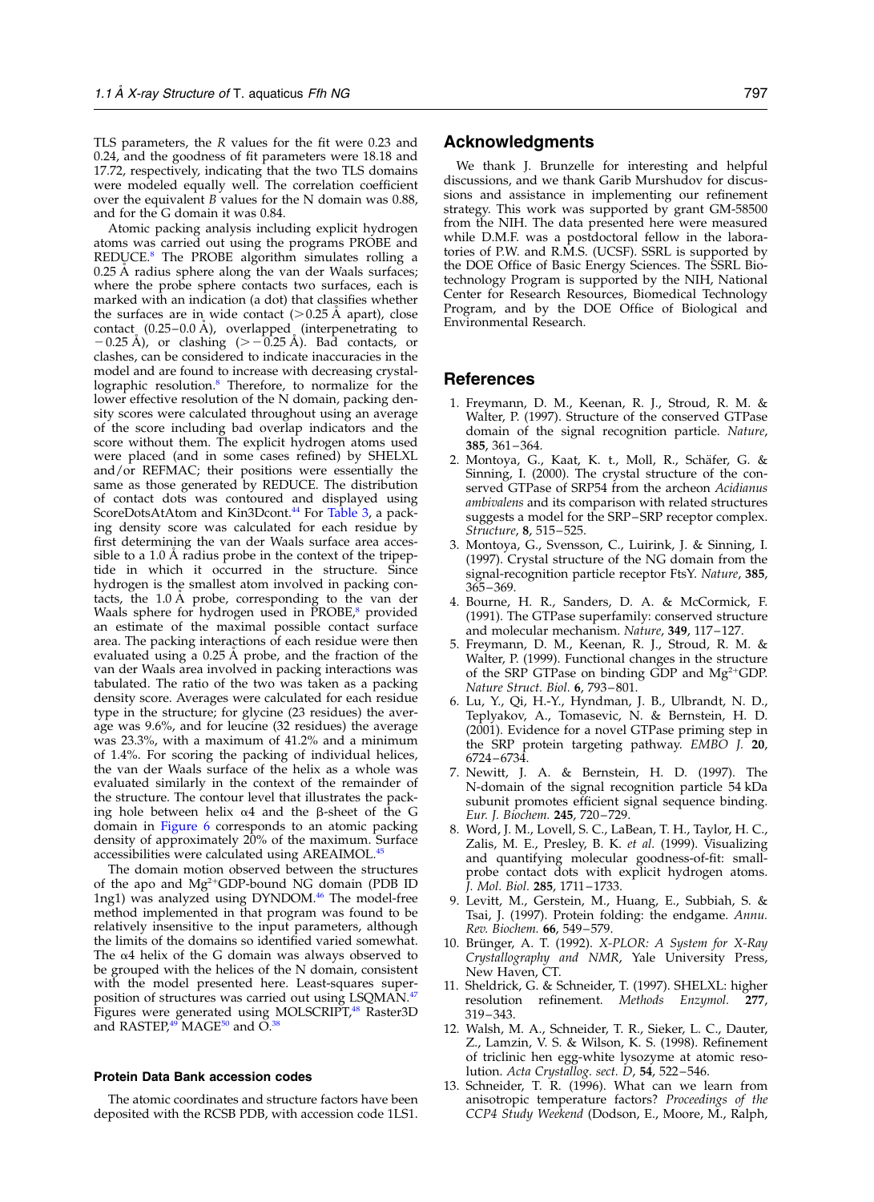TLS parameters, the *R* values for the fit were 0.23 and 0.24, and the goodness of fit parameters were 18.18 and 17.72, respectively, indicating that the two TLS domains were modeled equally well. The correlation coefficient over the equivalent *B* values for the N domain was 0.88, and for the G domain it was 0.84.

Atomic packing analysis including explicit hydrogen atoms was carried out using the programs PROBE and REDUCE.[8] The PROBE algorithm simulates rolling a 0.25 Å radius sphere along the van der Waals surfaces; where the probe sphere contacts two surfaces, each is marked with an indication (a dot) that classifies whether the surfaces are in wide contact (>0.25 Å apart), close contact (0.25–0.0 Å), overlapped (interpenetrating to −0.25 Å), or clashing (> −0.25 Å). Bad contacts, or clashes, can be considered to indicate inaccuracies in the model and are found to increase with decreasing crystallographic resolution.[8] Therefore, to normalize for the lower effective resolution of the N domain, packing density scores were calculated throughout using an average of the score including bad overlap indicators and the score without them. The explicit hydrogen atoms used were placed (and in some cases refined) by SHELXL and/or REFMAC; their positions were essentially the same as those generated by REDUCE. The distribution of contact dots was contoured and displayed using ScoreDotsAtAtom and Kin3Dcont.[44] For Table 3, a packing density score was calculated for each residue by first determining the van der Waals surface area accessible to a 1.0 Å radius probe in the context of the tripeptide in which it occurred in the structure. Since hydrogen is the smallest atom involved in packing contacts, the 1.0 Å probe, corresponding to the van der Waals sphere for hydrogen used in PROBE,[8] provided an estimate of the maximal possible contact surface area. The packing interactions of each residue were then evaluated using a 0.25 Å probe, and the fraction of the van der Waals area involved in packing interactions was tabulated. The ratio of the two was taken as a packing density score. Averages were calculated for each residue type in the structure; for glycine (23 residues) the average was 9.6%, and for leucine (32 residues) the average was 23.3%, with a maximum of 41.2% and a minimum of 1.4%. For scoring the packing of individual helices, the van der Waals surface of the helix as a whole was evaluated similarly in the context of the remainder of the structure. The contour level that illustrates the packing hole between helix α4 and the β-sheet of the G domain in Figure 6 corresponds to an atomic packing density of approximately 20% of the maximum. Surface accessibilities were calculated using AREAIMOL.[45]

The domain motion observed between the structures of the apo and $Mg^{2+}$GDP-bound NG domain (PDB ID 1ng1) was analyzed using DYNDOM.[46] The model-free method implemented in that program was found to be relatively insensitive to the input parameters, although the limits of the domains so identified varied somewhat. The α4 helix of the G domain was always observed to be grouped with the helices of the N domain, consistent with the model presented here. Least-squares superposition of structures was carried out using LSQMAN.[47] Figures were generated using MOLSCRIPT,[48] Raster3D and RASTEP,[49] MAGE[50] and O.[38]

### Protein Data Bank accession codes

The atomic coordinates and structure factors have been deposited with the RCSB PDB, with accession code 1LS1.

## Acknowledgments

We thank J. Brunzelle for interesting and helpful discussions, and we thank Garib Murshudov for discussions and assistance in implementing our refinement strategy. This work was supported by grant GM-58500 from the NIH. The data presented here were measured while D.M.F. was a postdoctoral fellow in the laboratories of P.W. and R.M.S. (UCSF). SSRL is supported by the DOE Office of Basic Energy Sciences. The SSRL Biotechnology Program is supported by the NIH, National Center for Research Resources, Biomedical Technology Program, and by the DOE Office of Biological and Environmental Research.

## References

1. Freymann, D. M., Keenan, R. J., Stroud, R. M. & Walter, P. (1997). Structure of the conserved GTPase domain of the signal recognition particle. *Nature*, **385**, 361–364.
2. Montoya, G., Kaat, K. t., Moll, R., Schäfer, G. & Sinning, I. (2000). The crystal structure of the conserved GTPase of SRP54 from the archeon *Acidianus ambivalens* and its comparison with related structures suggests a model for the SRP–SRP receptor complex. *Structure*, **8**, 515–525.
3. Montoya, G., Svensson, C., Luirink, J. & Sinning, I. (1997). Crystal structure of the NG domain from the signal-recognition particle receptor FtsY. *Nature*, **385**, 365–369.
4. Bourne, H. R., Sanders, D. A. & McCormick, F. (1991). The GTPase superfamily: conserved structure and molecular mechanism. *Nature*, **349**, 117–127.
5. Freymann, D. M., Keenan, R. J., Stroud, R. M. & Walter, P. (1999). Functional changes in the structure of the SRP GTPase on binding GDP and $Mg^{2+}$GDP. *Nature Struct. Biol.* **6**, 793–801.
6. Lu, Y., Qi, H.-Y., Hyndman, J. B., Ulbrandt, N. D., Teplyakov, A., Tomasevic, N. & Bernstein, H. D. (2001). Evidence for a novel GTPase priming step in the SRP protein targeting pathway. *EMBO J.* **20**, 6724–6734.
7. Newitt, J. A. & Bernstein, H. D. (1997). The N-domain of the signal recognition particle 54 kDa subunit promotes efficient signal sequence binding. *Eur. J. Biochem.* **245**, 720–729.
8. Word, J. M., Lovell, S. C., LaBean, T. H., Taylor, H. C., Zalis, M. E., Presley, B. K. *et al.* (1999). Visualizing and quantifying molecular goodness-of-fit: small-probe contact dots with explicit hydrogen atoms. *J. Mol. Biol.* **285**, 1711–1733.
9. Levitt, M., Gerstein, M., Huang, E., Subbiah, S. & Tsai, J. (1997). Protein folding: the endgame. *Annu. Rev. Biochem.* **66**, 549–579.
10. Brünger, A. T. (1992). *X-PLOR: A System for X-Ray Crystallography and NMR*, Yale University Press, New Haven, CT.
11. Sheldrick, G. & Schneider, T. (1997). SHELXL: higher resolution refinement. *Methods Enzymol.* **277**, 319–343.
12. Walsh, M. A., Schneider, T. R., Sieker, L. C., Dauter, Z., Lamzin, V. S. & Wilson, K. S. (1998). Refinement of triclinic hen egg-white lysozyme at atomic resolution. *Acta Crystallog. sect. D*, **54**, 522–546.
13. Schneider, T. R. (1996). What can we learn from anisotropic temperature factors? *Proceedings of the CCP4 Study Weekend* (Dodson, E., Moore, M., Ralph,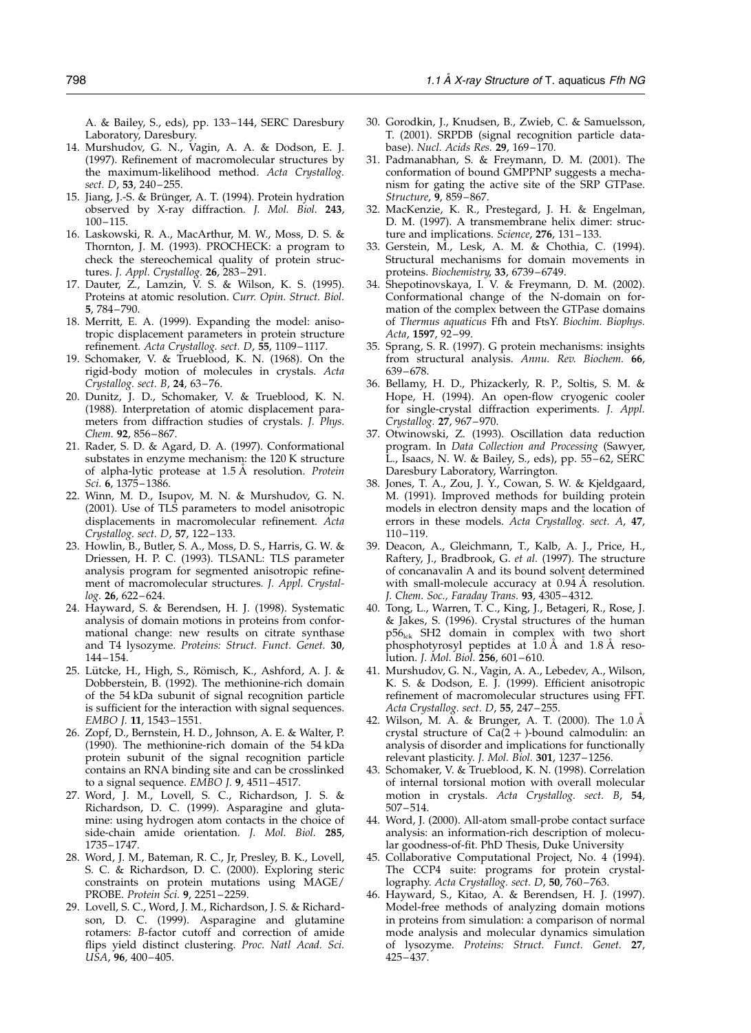A. & Bailey, S., eds), pp. 133–144, SERC Daresbury Laboratory, Daresbury.

14. Murshudov, G. N., Vagin, A. A. & Dodson, E. J. (1997). Refinement of macromolecular structures by the maximum-likelihood method. *Acta Crystallog. sect. D*, **53**, 240–255.
15. Jiang, J.-S. & Brünger, A. T. (1994). Protein hydration observed by X-ray diffraction. *J. Mol. Biol.* **243**, 100–115.
16. Laskowski, R. A., MacArthur, M. W., Moss, D. S. & Thornton, J. M. (1993). PROCHECK: a program to check the stereochemical quality of protein structures. *J. Appl. Crystallog.* **26**, 283–291.
17. Dauter, Z., Lamzin, V. S. & Wilson, K. S. (1995). Proteins at atomic resolution. *Curr. Opin. Struct. Biol.* **5**, 784–790.
18. Merritt, E. A. (1999). Expanding the model: anisotropic displacement parameters in protein structure refinement. *Acta Crystallog. sect. D*, **55**, 1109–1117.
19. Schomaker, V. & Trueblood, K. N. (1968). On the rigid-body motion of molecules in crystals. *Acta Crystallog. sect. B*, **24**, 63–76.
20. Dunitz, J. D., Schomaker, V. & Trueblood, K. N. (1988). Interpretation of atomic displacement parameters from diffraction studies of crystals. *J. Phys. Chem.* **92**, 856–867.
21. Rader, S. D. & Agard, D. A. (1997). Conformational substates in enzyme mechanism: the 120 K structure of alpha-lytic protease at 1.5 Å resolution. *Protein Sci.* **6**, 1375–1386.
22. Winn, M. D., Isupov, M. N. & Murshudov, G. N. (2001). Use of TLS parameters to model anisotropic displacements in macromolecular refinement. *Acta Crystallog. sect. D*, **57**, 122–133.
23. Howlin, B., Butler, S. A., Moss, D. S., Harris, G. W. & Driessen, H. P. C. (1993). TLSANL: TLS parameter analysis program for segmented anisotropic refinement of macromolecular structures. *J. Appl. Crystallog.* **26**, 622–624.
24. Hayward, S. & Berendsen, H. J. (1998). Systematic analysis of domain motions in proteins from conformational change: new results on citrate synthase and T4 lysozyme. *Proteins: Struct. Funct. Genet.* **30**, 144–154.
25. Lütcke, H., High, S., Römisch, K., Ashford, A. J. & Dobberstein, B. (1992). The methionine-rich domain of the 54 kDa subunit of signal recognition particle is sufficient for the interaction with signal sequences. *EMBO J.* **11**, 1543–1551.
26. Zopf, D., Bernstein, H. D., Johnson, A. E. & Walter, P. (1990). The methionine-rich domain of the 54 kDa protein subunit of the signal recognition particle contains an RNA binding site and can be crosslinked to a signal sequence. *EMBO J.* **9**, 4511–4517.
27. Word, J. M., Lovell, S. C., Richardson, J. S. & Richardson, D. C. (1999). Asparagine and glutamine: using hydrogen atom contacts in the choice of side-chain amide orientation. *J. Mol. Biol.* **285**, 1735–1747.
28. Word, J. M., Bateman, R. C., Jr, Presley, B. K., Lovell, S. C. & Richardson, D. C. (2000). Exploring steric constraints on protein mutations using MAGE/PROBE. *Protein Sci.* **9**, 2251–2259.
29. Lovell, S. C., Word, J. M., Richardson, J. S. & Richardson, D. C. (1999). Asparagine and glutamine rotamers: *B*-factor cutoff and correction of amide flips yield distinct clustering. *Proc. Natl Acad. Sci. USA*, **96**, 400–405.
30. Gorodkin, J., Knudsen, B., Zwieb, C. & Samuelsson, T. (2001). SRPDB (signal recognition particle database). *Nucl. Acids Res.* **29**, 169–170.
31. Padmanabhan, S. & Freymann, D. M. (2001). The conformation of bound GMPPNP suggests a mechanism for gating the active site of the SRP GTPase. *Structure*, **9**, 859–867.
32. MacKenzie, K. R., Prestegard, J. H. & Engelman, D. M. (1997). A transmembrane helix dimer: structure and implications. *Science*, **276**, 131–133.
33. Gerstein, M., Lesk, A. M. & Chothia, C. (1994). Structural mechanisms for domain movements in proteins. *Biochemistry*, **33**, 6739–6749.
34. Shepotinovskaya, I. V. & Freymann, D. M. (2002). Conformational change of the N-domain on formation of the complex between the GTPase domains of *Thermus aquaticus* Ffh and FtsY. *Biochim. Biophys. Acta*, **1597**, 92–99.
35. Sprang, S. R. (1997). G protein mechanisms: insights from structural analysis. *Annu. Rev. Biochem.* **66**, 639–678.
36. Bellamy, H. D., Phizackerly, R. P., Soltis, S. M. & Hope, H. (1994). An open-flow cryogenic cooler for single-crystal diffraction experiments. *J. Appl. Crystallog.* **27**, 967–970.
37. Otwinowski, Z. (1993). Oscillation data reduction program. In *Data Collection and Processing* (Sawyer, L., Isaacs, N. W. & Bailey, S., eds), pp. 55–62, SERC Daresbury Laboratory, Warrington.
38. Jones, T. A., Zou, J. Y., Cowan, S. W. & Kjeldgaard, M. (1991). Improved methods for building protein models in electron density maps and the location of errors in these models. *Acta Crystallog. sect. A*, **47**, 110–119.
39. Deacon, A., Gleichmann, T., Kalb, A. J., Price, H., Raftery, J., Bradbrook, G. *et al.* (1997). The structure of concanavalin A and its bound solvent determined with small-molecule accuracy at 0.94 Å resolution. *J. Chem. Soc., Faraday Trans.* **93**, 4305–4312.
40. Tong, L., Warren, T. C., King, J., Betageri, R., Rose, J. & Jakes, S. (1996). Crystal structures of the human $p56_{lck}$ SH2 domain in complex with two short phosphotyrosyl peptides at 1.0 Å and 1.8 Å resolution. *J. Mol. Biol.* **256**, 601–610.
41. Murshudov, G. N., Vagin, A. A., Lebedev, A., Wilson, K. S. & Dodson, E. J. (1999). Efficient anisotropic refinement of macromolecular structures using FFT. *Acta Crystallog. sect. D*, **55**, 247–255.
42. Wilson, M. A. & Brunger, A. T. (2000). The 1.0 Å crystal structure of $Ca(2+)$-bound calmodulin: an analysis of disorder and implications for functionally relevant plasticity. *J. Mol. Biol.* **301**, 1237–1256.
43. Schomaker, V. & Trueblood, K. N. (1998). Correlation of internal torsional motion with overall molecular motion in crystals. *Acta Crystallog. sect. B*, **54**, 507–514.
44. Word, J. (2000). All-atom small-probe contact surface analysis: an information-rich description of molecular goodness-of-fit. PhD Thesis, Duke University
45. Collaborative Computational Project, No. 4 (1994). The CCP4 suite: programs for protein crystallography. *Acta Crystallog. sect. D*, **50**, 760–763.
46. Hayward, S., Kitao, A. & Berendsen, H. J. (1997). Model-free methods of analyzing domain motions in proteins from simulation: a comparison of normal mode analysis and molecular dynamics simulation of lysozyme. *Proteins: Struct. Funct. Genet.* **27**, 425–437.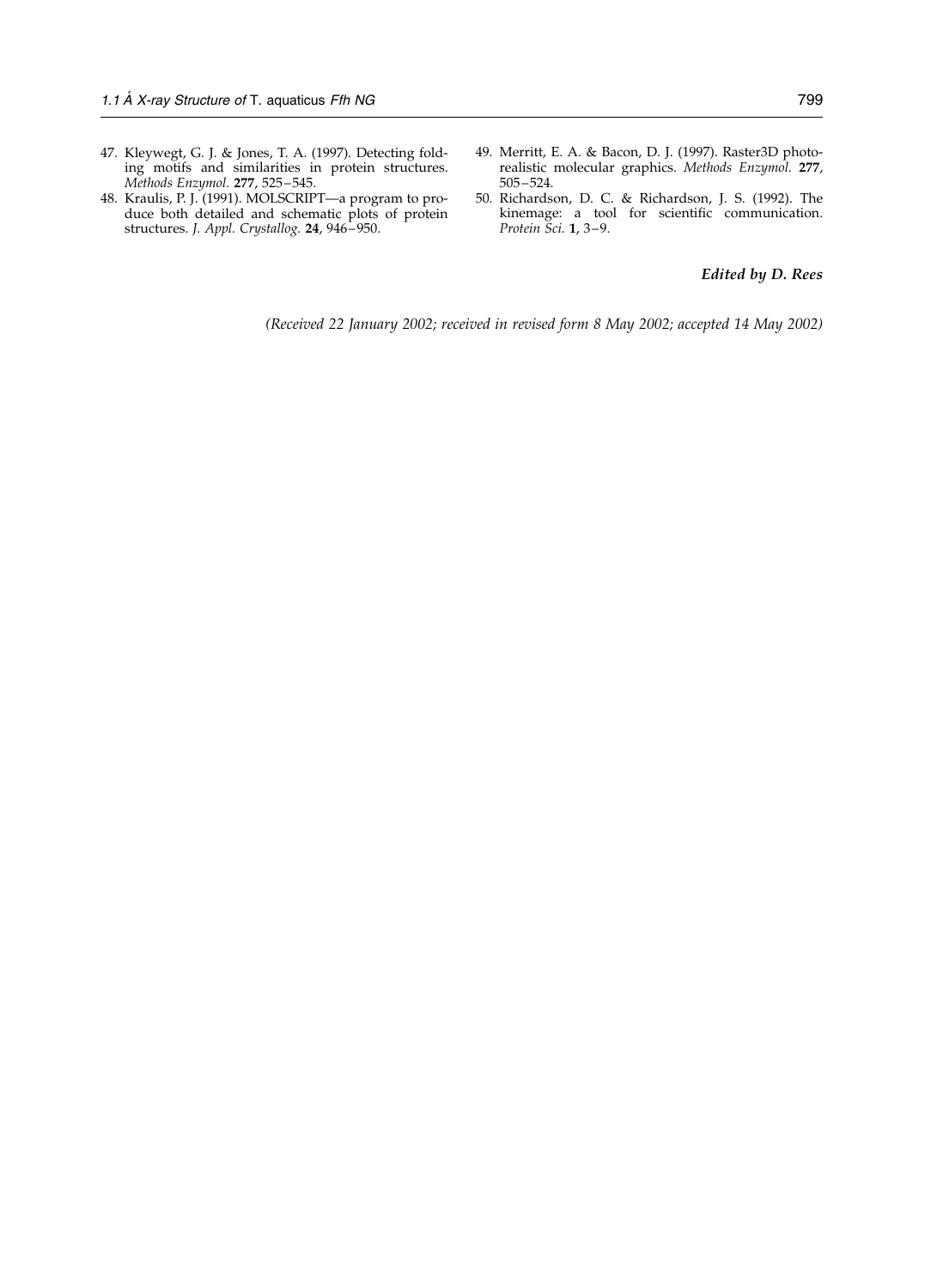47. Kleywegt, G. J. & Jones, T. A. (1997). Detecting folding motifs and similarities in protein structures. *Methods Enzymol.* **277**, 525–545.
48. Kraulis, P. J. (1991). MOLSCRIPT—a program to produce both detailed and schematic plots of protein structures. *J. Appl. Crystallog.* **24**, 946–950.
49. Merritt, E. A. & Bacon, D. J. (1997). Raster3D photorealistic molecular graphics. *Methods Enzymol.* **277**, 505–524.
50. Richardson, D. C. & Richardson, J. S. (1992). The kinemage: a tool for scientific communication. *Protein Sci.* **1**, 3–9.

***Edited by D. Rees***

*(Received 22 January 2002; received in revised form 8 May 2002; accepted 14 May 2002)*